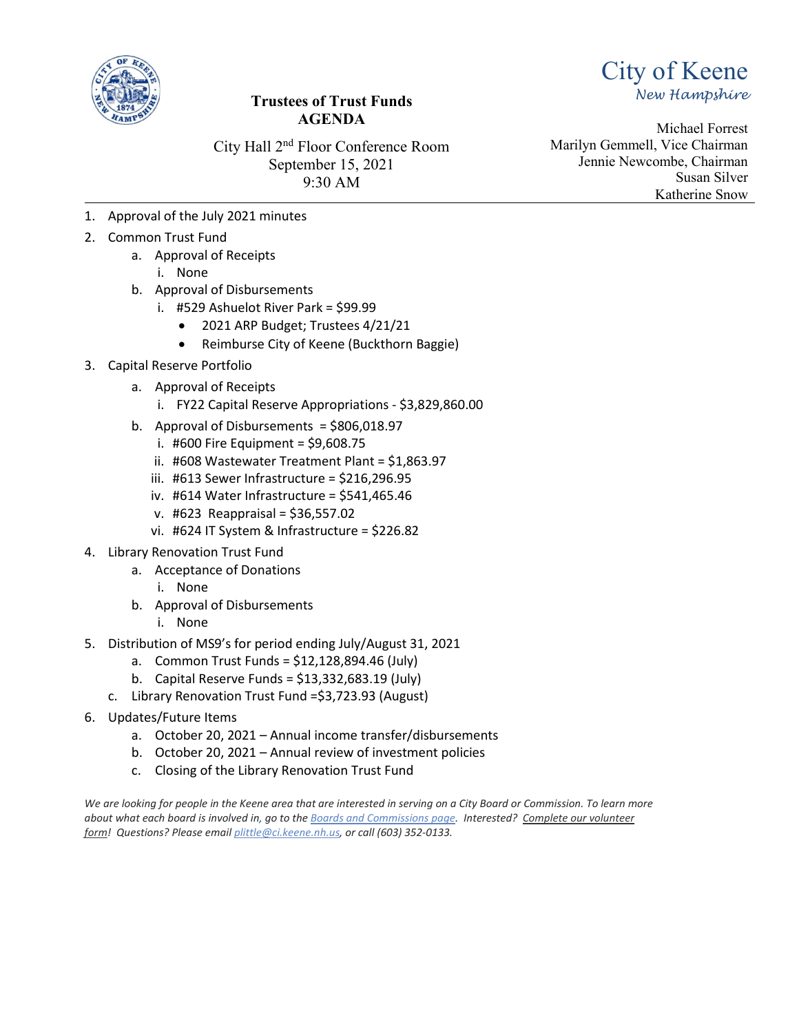City of Keene
*New Hampshire*

**Trustees of Trust Funds**
**AGENDA**

City Hall 2nd Floor Conference Room
September 15, 2021
9:30 AM

Michael Forrest
Marilyn Gemmell, Vice Chairman
Jennie Newcombe, Chairman
Susan Silver
Katherine Snow

---

1. Approval of the July 2021 minutes
2. Common Trust Fund
   a. Approval of Receipts
      i. None
   b. Approval of Disbursements
      i. #529 Ashuelot River Park = $99.99
         - 2021 ARP Budget; Trustees 4/21/21
         - Reimburse City of Keene (Buckthorn Baggie)
3. Capital Reserve Portfolio
   a. Approval of Receipts
      i. FY22 Capital Reserve Appropriations - $3,829,860.00
   b. Approval of Disbursements = $806,018.97
      i. #600 Fire Equipment = $9,608.75
      ii. #608 Wastewater Treatment Plant = $1,863.97
      iii. #613 Sewer Infrastructure = $216,296.95
      iv. #614 Water Infrastructure = $541,465.46
      v. #623 Reappraisal = $36,557.02
      vi. #624 IT System & Infrastructure = $226.82
4. Library Renovation Trust Fund
   a. Acceptance of Donations
      i. None
   b. Approval of Disbursements
      i. None
5. Distribution of MS9's for period ending July/August 31, 2021
   a. Common Trust Funds = $12,128,894.46 (July)
   b. Capital Reserve Funds = $13,332,683.19 (July)
   c. Library Renovation Trust Fund =$3,723.93 (August)
6. Updates/Future Items
   a. October 20, 2021 – Annual income transfer/disbursements
   b. October 20, 2021 – Annual review of investment policies
   c. Closing of the Library Renovation Trust Fund

*We are looking for people in the Keene area that are interested in serving on a City Board or Commission. To learn more about what each board is involved in, go to the Boards and Commissions page. Interested? Complete our volunteer form! Questions? Please email plittle@ci.keene.nh.us, or call (603) 352-0133.*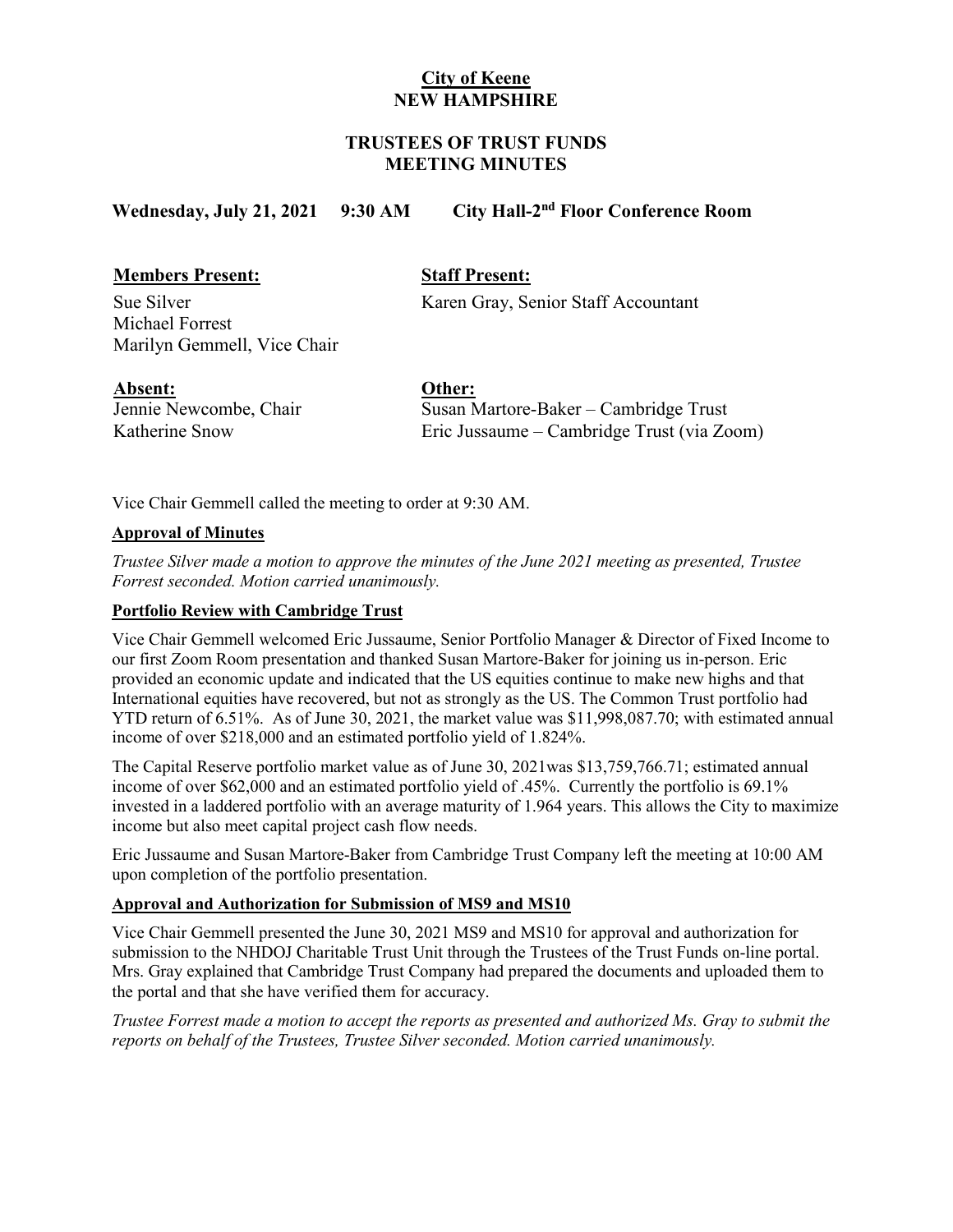**City of Keene**
**NEW HAMPSHIRE**

**TRUSTEES OF TRUST FUNDS**
**MEETING MINUTES**

**Wednesday, July 21, 2021 9:30 AM City Hall-2nd Floor Conference Room**

| **Members Present:** | **Staff Present:** |
|---|---|
| Sue Silver | Karen Gray, Senior Staff Accountant |
| Michael Forrest | |
| Marilyn Gemmell, Vice Chair | |

| **Absent:** | **Other:** |
|---|---|
| Jennie Newcombe, Chair | Susan Martore-Baker – Cambridge Trust |
| Katherine Snow | Eric Jussaume – Cambridge Trust (via Zoom) |

Vice Chair Gemmell called the meeting to order at 9:30 AM.

**Approval of Minutes**

*Trustee Silver made a motion to approve the minutes of the June 2021 meeting as presented, Trustee Forrest seconded. Motion carried unanimously.*

**Portfolio Review with Cambridge Trust**

Vice Chair Gemmell welcomed Eric Jussaume, Senior Portfolio Manager & Director of Fixed Income to our first Zoom Room presentation and thanked Susan Martore-Baker for joining us in-person. Eric provided an economic update and indicated that the US equities continue to make new highs and that International equities have recovered, but not as strongly as the US. The Common Trust portfolio had YTD return of 6.51%. As of June 30, 2021, the market value was $11,998,087.70; with estimated annual income of over $218,000 and an estimated portfolio yield of 1.824%.

The Capital Reserve portfolio market value as of June 30, 2021was $13,759,766.71; estimated annual income of over $62,000 and an estimated portfolio yield of .45%. Currently the portfolio is 69.1% invested in a laddered portfolio with an average maturity of 1.964 years. This allows the City to maximize income but also meet capital project cash flow needs.

Eric Jussaume and Susan Martore-Baker from Cambridge Trust Company left the meeting at 10:00 AM upon completion of the portfolio presentation.

**Approval and Authorization for Submission of MS9 and MS10**

Vice Chair Gemmell presented the June 30, 2021 MS9 and MS10 for approval and authorization for submission to the NHDOJ Charitable Trust Unit through the Trustees of the Trust Funds on-line portal. Mrs. Gray explained that Cambridge Trust Company had prepared the documents and uploaded them to the portal and that she have verified them for accuracy.

*Trustee Forrest made a motion to accept the reports as presented and authorized Ms. Gray to submit the reports on behalf of the Trustees, Trustee Silver seconded. Motion carried unanimously.*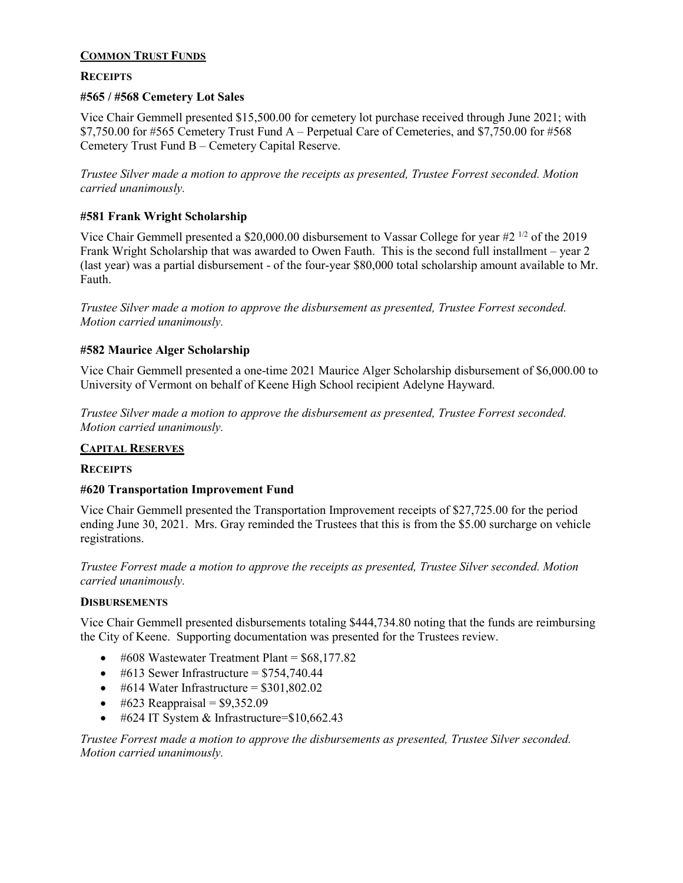## COMMON TRUST FUNDS

### RECEIPTS

#### #565 / #568 Cemetery Lot Sales

Vice Chair Gemmell presented $15,500.00 for cemetery lot purchase received through June 2021; with $7,750.00 for #565 Cemetery Trust Fund A – Perpetual Care of Cemeteries, and $7,750.00 for #568 Cemetery Trust Fund B – Cemetery Capital Reserve.

*Trustee Silver made a motion to approve the receipts as presented, Trustee Forrest seconded. Motion carried unanimously.*

#### #581 Frank Wright Scholarship

Vice Chair Gemmell presented a $20,000.00 disbursement to Vassar College for year #2 1/2 of the 2019 Frank Wright Scholarship that was awarded to Owen Fauth. This is the second full installment – year 2 (last year) was a partial disbursement - of the four-year $80,000 total scholarship amount available to Mr. Fauth.

*Trustee Silver made a motion to approve the disbursement as presented, Trustee Forrest seconded. Motion carried unanimously.*

#### #582 Maurice Alger Scholarship

Vice Chair Gemmell presented a one-time 2021 Maurice Alger Scholarship disbursement of $6,000.00 to University of Vermont on behalf of Keene High School recipient Adelyne Hayward.

*Trustee Silver made a motion to approve the disbursement as presented, Trustee Forrest seconded. Motion carried unanimously.*

## CAPITAL RESERVES

### RECEIPTS

#### #620 Transportation Improvement Fund

Vice Chair Gemmell presented the Transportation Improvement receipts of $27,725.00 for the period ending June 30, 2021. Mrs. Gray reminded the Trustees that this is from the $5.00 surcharge on vehicle registrations.

*Trustee Forrest made a motion to approve the receipts as presented, Trustee Silver seconded. Motion carried unanimously.*

### DISBURSEMENTS

Vice Chair Gemmell presented disbursements totaling $444,734.80 noting that the funds are reimbursing the City of Keene. Supporting documentation was presented for the Trustees review.

- #608 Wastewater Treatment Plant = $68,177.82
- #613 Sewer Infrastructure = $754,740.44
- #614 Water Infrastructure = $301,802.02
- #623 Reappraisal = $9,352.09
- #624 IT System & Infrastructure=$10,662.43

*Trustee Forrest made a motion to approve the disbursements as presented, Trustee Silver seconded. Motion carried unanimously.*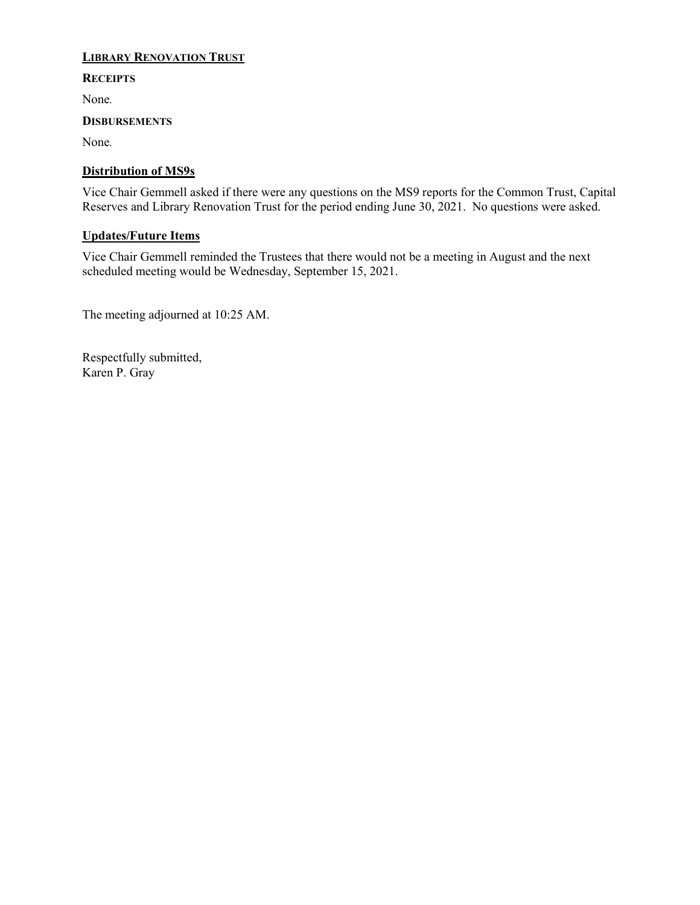### **LIBRARY RENOVATION TRUST**

**RECEIPTS**

None.

**DISBURSEMENTS**

None.

### **Distribution of MS9s**

Vice Chair Gemmell asked if there were any questions on the MS9 reports for the Common Trust, Capital Reserves and Library Renovation Trust for the period ending June 30, 2021. No questions were asked.

### **Updates/Future Items**

Vice Chair Gemmell reminded the Trustees that there would not be a meeting in August and the next scheduled meeting would be Wednesday, September 15, 2021.

The meeting adjourned at 10:25 AM.

Respectfully submitted,
Karen P. Gray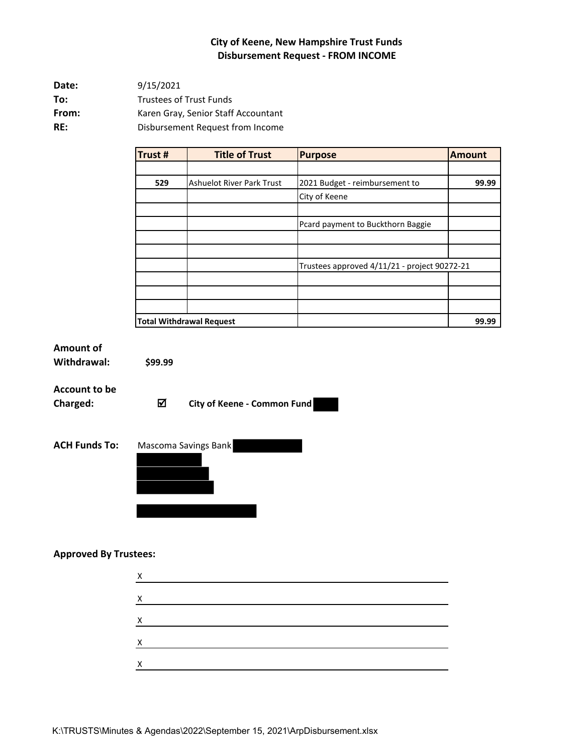**City of Keene, New Hampshire Trust Funds**
**Disbursement Request - FROM INCOME**

**Date:** 9/15/2021
**To:** Trustees of Trust Funds
**From:** Karen Gray, Senior Staff Accountant
**RE:** Disbursement Request from Income

| Trust # | Title of Trust | Purpose | Amount |
|---|---|---|---|
| | | | |
| **529** | Ashuelot River Park Trust | 2021 Budget - reimbursement to | **99.99** |
| | | City of Keene | |
| | | | |
| | | Pcard payment to Buckthorn Baggie | |
| | | | |
| | | | |
| | | Trustees approved 4/11/21 - project 90272-21 | |
| | | | |
| | | | |
| | | | |
| **Total Withdrawal Request** | | | **99.99** |

**Amount of Withdrawal:** **$99.99**

**Account to be Charged:** ☑ **City of Keene - Common Fund**

**ACH Funds To:** Mascoma Savings Bank

**Approved By Trustees:**

X ____________________

X ____________________

X ____________________

X ____________________

X ____________________

K:\TRUSTS\Minutes & Agendas\2022\September 15, 2021\ArpDisbursement.xlsx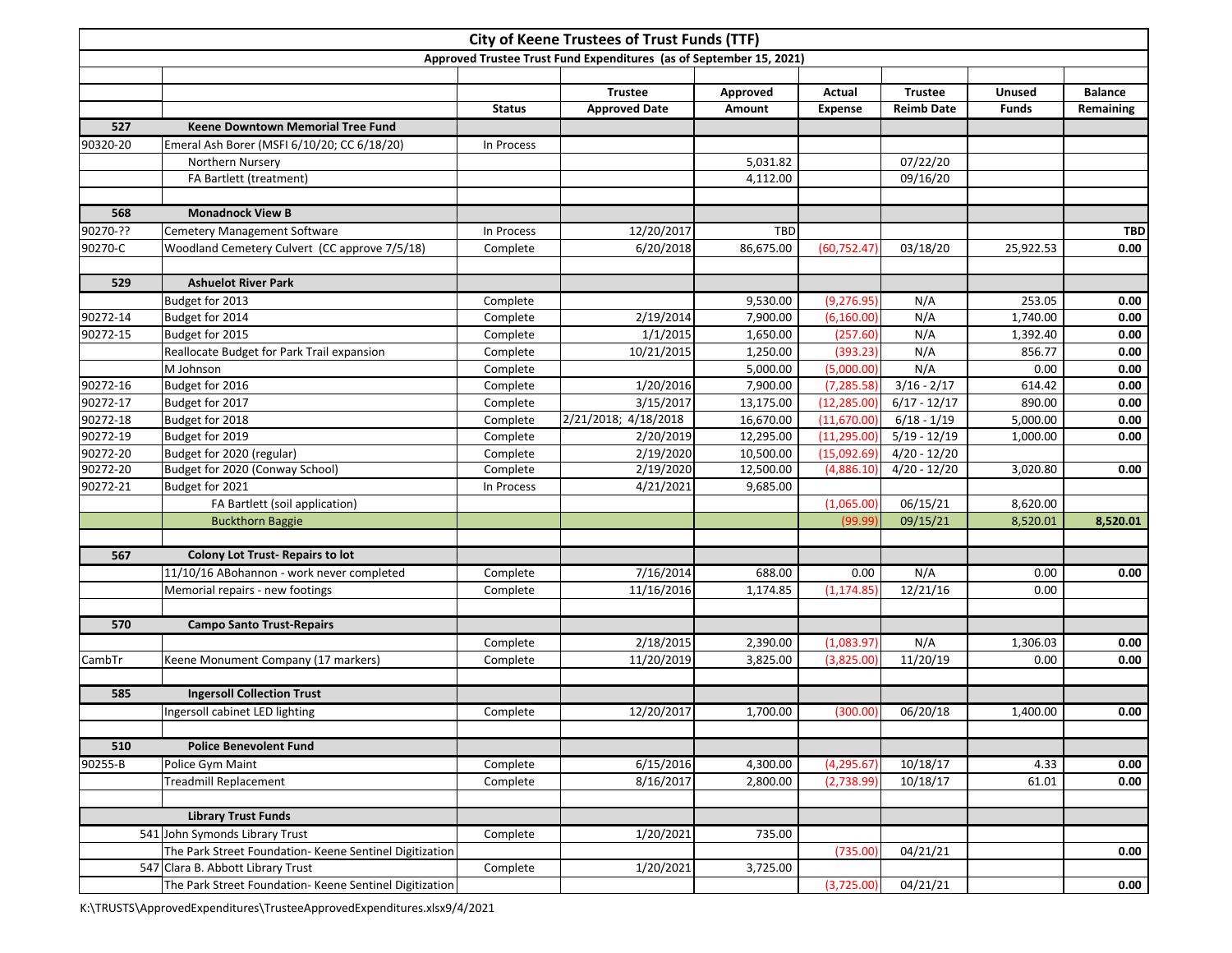# City of Keene Trustees of Trust Funds (TTF)

## Approved Trustee Trust Fund Expenditures (as of September 15, 2021)

| | | Status | Trustee Approved Date | Approved Amount | Actual Expense | Trustee Reimb Date | Unused Funds | Balance Remaining |
|---|---|---|---|---|---|---|---|---|
| **527** | **Keene Downtown Memorial Tree Fund** | | | | | | | |
| 90320-20 | Emeral Ash Borer (MSFI 6/10/20; CC 6/18/20) | In Process | | | | | | |
| | Northern Nursery | | | 5,031.82 | | 07/22/20 | | |
| | FA Bartlett (treatment) | | | 4,112.00 | | 09/16/20 | | |
| | | | | | | | | |
| **568** | **Monadnock View B** | | | | | | | |
| 90270-?? | Cemetery Management Software | In Process | 12/20/2017 | TBD | | | | **TBD** |
| 90270-C | Woodland Cemetery Culvert (CC approve 7/5/18) | Complete | 6/20/2018 | 86,675.00 | (60,752.47) | 03/18/20 | 25,922.53 | **0.00** |
| | | | | | | | | |
| **529** | **Ashuelot River Park** | | | | | | | |
| | Budget for 2013 | Complete | | 9,530.00 | (9,276.95) | N/A | 253.05 | **0.00** |
| 90272-14 | Budget for 2014 | Complete | 2/19/2014 | 7,900.00 | (6,160.00) | N/A | 1,740.00 | **0.00** |
| 90272-15 | Budget for 2015 | Complete | 1/1/2015 | 1,650.00 | (257.60) | N/A | 1,392.40 | **0.00** |
| | Reallocate Budget for Park Trail expansion | Complete | 10/21/2015 | 1,250.00 | (393.23) | N/A | 856.77 | **0.00** |
| | M Johnson | Complete | | 5,000.00 | (5,000.00) | N/A | 0.00 | **0.00** |
| 90272-16 | Budget for 2016 | Complete | 1/20/2016 | 7,900.00 | (7,285.58) | 3/16 - 2/17 | 614.42 | **0.00** |
| 90272-17 | Budget for 2017 | Complete | 3/15/2017 | 13,175.00 | (12,285.00) | 6/17 - 12/17 | 890.00 | **0.00** |
| 90272-18 | Budget for 2018 | Complete | 2/21/2018; 4/18/2018 | 16,670.00 | (11,670.00) | 6/18 - 1/19 | 5,000.00 | **0.00** |
| 90272-19 | Budget for 2019 | Complete | 2/20/2019 | 12,295.00 | (11,295.00) | 5/19 - 12/19 | 1,000.00 | **0.00** |
| 90272-20 | Budget for 2020 (regular) | Complete | 2/19/2020 | 10,500.00 | (15,092.69) | 4/20 - 12/20 | | |
| 90272-20 | Budget for 2020 (Conway School) | Complete | 2/19/2020 | 12,500.00 | (4,886.10) | 4/20 - 12/20 | 3,020.80 | **0.00** |
| 90272-21 | Budget for 2021 | In Process | 4/21/2021 | 9,685.00 | | | | |
| | FA Bartlett (soil application) | | | | (1,065.00) | 06/15/21 | 8,620.00 | |
| | Buckthorn Baggie | | | | (99.99) | 09/15/21 | 8,520.01 | **8,520.01** |
| | | | | | | | | |
| **567** | **Colony Lot Trust- Repairs to lot** | | | | | | | |
| | 11/10/16 ABohannon - work never completed | Complete | 7/16/2014 | 688.00 | 0.00 | N/A | 0.00 | **0.00** |
| | Memorial repairs - new footings | Complete | 11/16/2016 | 1,174.85 | (1,174.85) | 12/21/16 | 0.00 | |
| | | | | | | | | |
| **570** | **Campo Santo Trust-Repairs** | | | | | | | |
| | | Complete | 2/18/2015 | 2,390.00 | (1,083.97) | N/A | 1,306.03 | **0.00** |
| CambTr | Keene Monument Company (17 markers) | Complete | 11/20/2019 | 3,825.00 | (3,825.00) | 11/20/19 | 0.00 | **0.00** |
| | | | | | | | | |
| **585** | **Ingersoll Collection Trust** | | | | | | | |
| | Ingersoll cabinet LED lighting | Complete | 12/20/2017 | 1,700.00 | (300.00) | 06/20/18 | 1,400.00 | **0.00** |
| | | | | | | | | |
| **510** | **Police Benevolent Fund** | | | | | | | |
| 90255-B | Police Gym Maint | Complete | 6/15/2016 | 4,300.00 | (4,295.67) | 10/18/17 | 4.33 | **0.00** |
| | Treadmill Replacement | Complete | 8/16/2017 | 2,800.00 | (2,738.99) | 10/18/17 | 61.01 | **0.00** |
| | | | | | | | | |
| | **Library Trust Funds** | | | | | | | |
| 541 | John Symonds Library Trust | Complete | 1/20/2021 | 735.00 | | | | |
| | The Park Street Foundation- Keene Sentinel Digitization | | | | (735.00) | 04/21/21 | | **0.00** |
| 547 | Clara B. Abbott Library Trust | Complete | 1/20/2021 | 3,725.00 | | | | |
| | The Park Street Foundation- Keene Sentinel Digitization | | | | (3,725.00) | 04/21/21 | | **0.00** |

K:\TRUSTS\ApprovedExpenditures\TrusteeApprovedExpenditures.xlsx9/4/2021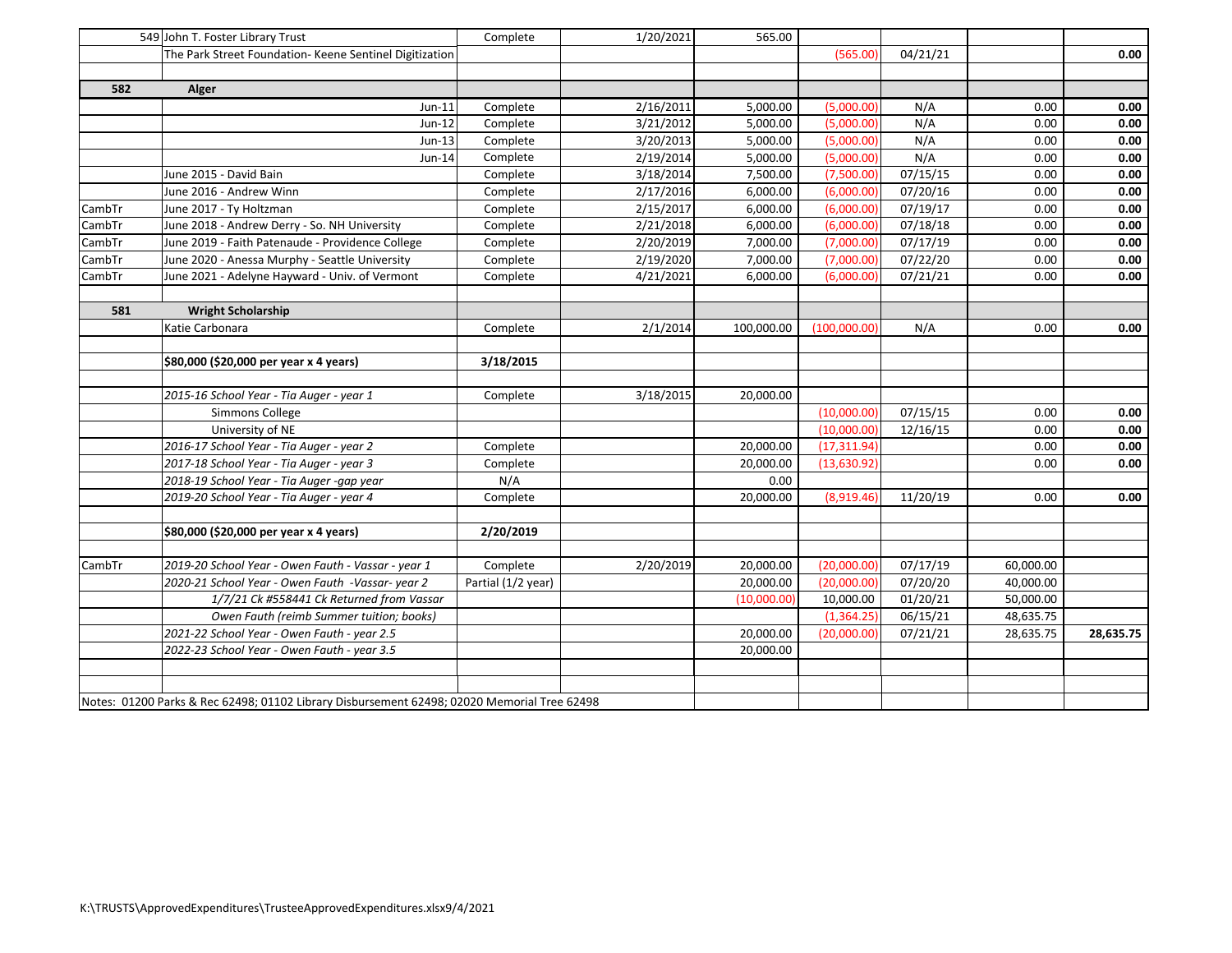| | | | | | | | | |
|---|---|---|---|---|---|---|---|---|
| | 549 John T. Foster Library Trust | Complete | 1/20/2021 | 565.00 | | | | |
| | The Park Street Foundation- Keene Sentinel Digitization | | | | (565.00) | 04/21/21 | | **0.00** |
| | | | | | | | | |
| **582** | **Alger** | | | | | | | |
| | Jun-11 | Complete | 2/16/2011 | 5,000.00 | (5,000.00) | N/A | 0.00 | **0.00** |
| | Jun-12 | Complete | 3/21/2012 | 5,000.00 | (5,000.00) | N/A | 0.00 | **0.00** |
| | Jun-13 | Complete | 3/20/2013 | 5,000.00 | (5,000.00) | N/A | 0.00 | **0.00** |
| | Jun-14 | Complete | 2/19/2014 | 5,000.00 | (5,000.00) | N/A | 0.00 | **0.00** |
| | June 2015 - David Bain | Complete | 3/18/2014 | 7,500.00 | (7,500.00) | 07/15/15 | 0.00 | **0.00** |
| | June 2016 - Andrew Winn | Complete | 2/17/2016 | 6,000.00 | (6,000.00) | 07/20/16 | 0.00 | **0.00** |
| CambTr | June 2017 - Ty Holtzman | Complete | 2/15/2017 | 6,000.00 | (6,000.00) | 07/19/17 | 0.00 | **0.00** |
| CambTr | June 2018 - Andrew Derry - So. NH University | Complete | 2/21/2018 | 6,000.00 | (6,000.00) | 07/18/18 | 0.00 | **0.00** |
| CambTr | June 2019 - Faith Patenaude - Providence College | Complete | 2/20/2019 | 7,000.00 | (7,000.00) | 07/17/19 | 0.00 | **0.00** |
| CambTr | June 2020 - Anessa Murphy - Seattle University | Complete | 2/19/2020 | 7,000.00 | (7,000.00) | 07/22/20 | 0.00 | **0.00** |
| CambTr | June 2021 - Adelyne Hayward - Univ. of Vermont | Complete | 4/21/2021 | 6,000.00 | (6,000.00) | 07/21/21 | 0.00 | **0.00** |
| | | | | | | | | |
| **581** | **Wright Scholarship** | | | | | | | |
| | Katie Carbonara | Complete | 2/1/2014 | 100,000.00 | (100,000.00) | N/A | 0.00 | **0.00** |
| | | | | | | | | |
| | **$80,000 ($20,000 per year x 4 years)** | **3/18/2015** | | | | | | |
| | | | | | | | | |
| | *2015-16 School Year - Tia Auger - year 1* | Complete | 3/18/2015 | 20,000.00 | | | | |
| | Simmons College | | | | (10,000.00) | 07/15/15 | 0.00 | **0.00** |
| | University of NE | | | | (10,000.00) | 12/16/15 | 0.00 | **0.00** |
| | *2016-17 School Year - Tia Auger - year 2* | Complete | | 20,000.00 | (17,311.94) | | 0.00 | **0.00** |
| | *2017-18 School Year - Tia Auger - year 3* | Complete | | 20,000.00 | (13,630.92) | | 0.00 | **0.00** |
| | *2018-19 School Year - Tia Auger -gap year* | N/A | | 0.00 | | | | |
| | *2019-20 School Year - Tia Auger - year 4* | Complete | | 20,000.00 | (8,919.46) | 11/20/19 | 0.00 | **0.00** |
| | | | | | | | | |
| | **$80,000 ($20,000 per year x 4 years)** | **2/20/2019** | | | | | | |
| | | | | | | | | |
| CambTr | *2019-20 School Year - Owen Fauth - Vassar - year 1* | Complete | 2/20/2019 | 20,000.00 | (20,000.00) | 07/17/19 | 60,000.00 | |
| | *2020-21 School Year - Owen Fauth -Vassar- year 2* | Partial (1/2 year) | | 20,000.00 | (20,000.00) | 07/20/20 | 40,000.00 | |
| | *1/7/21 Ck #558441 Ck Returned from Vassar* | | | (10,000.00) | 10,000.00 | 01/20/21 | 50,000.00 | |
| | *Owen Fauth (reimb Summer tuition; books)* | | | | (1,364.25) | 06/15/21 | 48,635.75 | |
| | *2021-22 School Year - Owen Fauth - year 2.5* | | | 20,000.00 | (20,000.00) | 07/21/21 | 28,635.75 | **28,635.75** |
| | *2022-23 School Year - Owen Fauth - year 3.5* | | | 20,000.00 | | | | |
| | | | | | | | | |
| | | | | | | | | |

Notes: 01200 Parks & Rec 62498; 01102 Library Disbursement 62498; 02020 Memorial Tree 62498

K:\TRUSTS\ApprovedExpenditures\TrusteeApprovedExpenditures.xlsx9/4/2021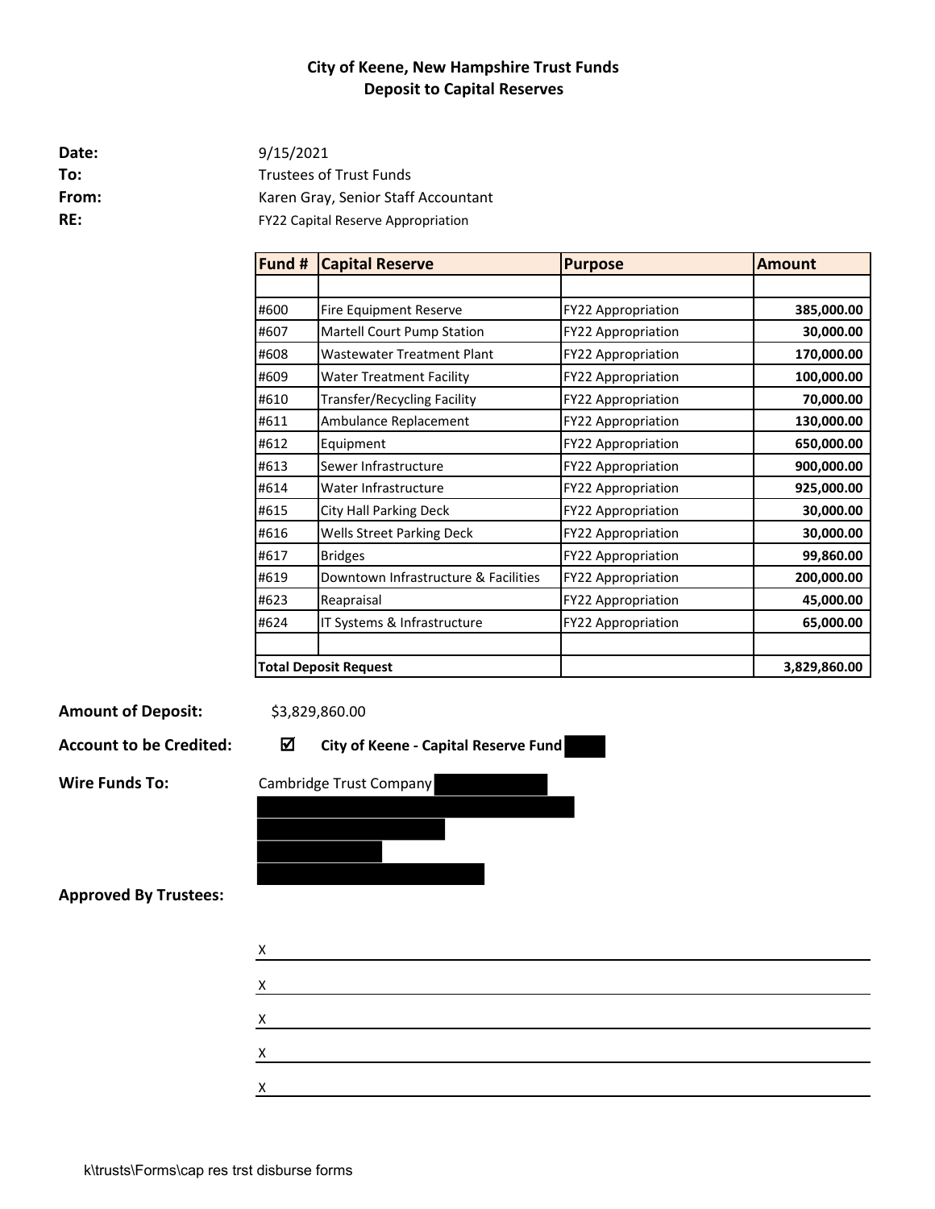# City of Keene, New Hampshire Trust Funds
## Deposit to Capital Reserves

**Date:** 9/15/2021

**To:** Trustees of Trust Funds

**From:** Karen Gray, Senior Staff Accountant

**RE:** FY22 Capital Reserve Appropriation

| Fund # | Capital Reserve | Purpose | Amount |
|---|---|---|---|
| | | | |
| #600 | Fire Equipment Reserve | FY22 Appropriation | **385,000.00** |
| #607 | Martell Court Pump Station | FY22 Appropriation | **30,000.00** |
| #608 | Wastewater Treatment Plant | FY22 Appropriation | **170,000.00** |
| #609 | Water Treatment Facility | FY22 Appropriation | **100,000.00** |
| #610 | Transfer/Recycling Facility | FY22 Appropriation | **70,000.00** |
| #611 | Ambulance Replacement | FY22 Appropriation | **130,000.00** |
| #612 | Equipment | FY22 Appropriation | **650,000.00** |
| #613 | Sewer Infrastructure | FY22 Appropriation | **900,000.00** |
| #614 | Water Infrastructure | FY22 Appropriation | **925,000.00** |
| #615 | City Hall Parking Deck | FY22 Appropriation | **30,000.00** |
| #616 | Wells Street Parking Deck | FY22 Appropriation | **30,000.00** |
| #617 | Bridges | FY22 Appropriation | **99,860.00** |
| #619 | Downtown Infrastructure & Facilities | FY22 Appropriation | **200,000.00** |
| #623 | Reapraisal | FY22 Appropriation | **45,000.00** |
| #624 | IT Systems & Infrastructure | FY22 Appropriation | **65,000.00** |
| | | | |
| **Total Deposit Request** | | | **3,829,860.00** |

**Amount of Deposit:** $3,829,860.00

**Account to be Credited:** ☑ **City of Keene - Capital Reserve Fund** [REDACTED]

**Wire Funds To:** Cambridge Trust Company [REDACTED]

[REDACTED]

**Approved By Trustees:**

X ______________________________

X ______________________________

X ______________________________

X ______________________________

X ______________________________

k\trusts\Forms\cap res trst disburse forms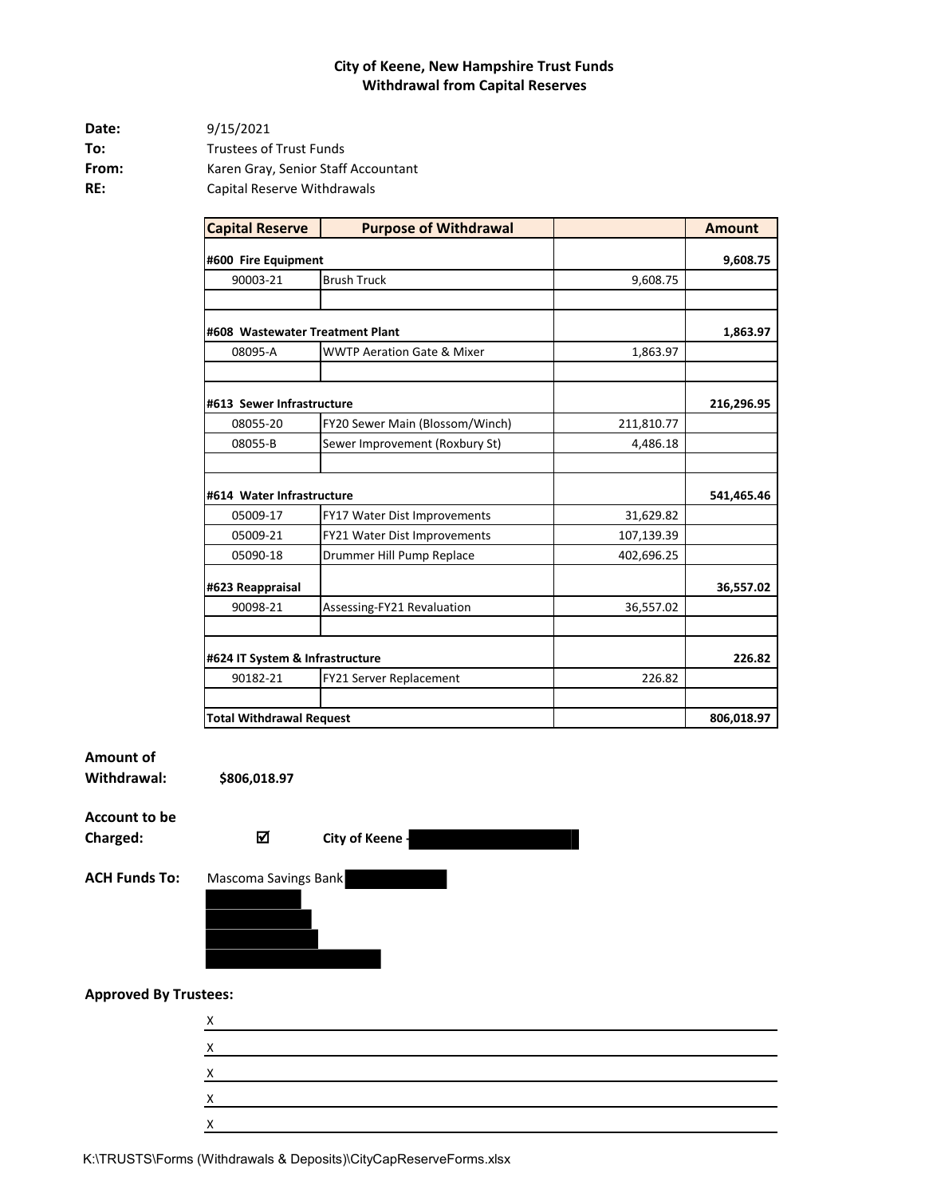**City of Keene, New Hampshire Trust Funds**
**Withdrawal from Capital Reserves**

**Date:** 9/15/2021
**To:** Trustees of Trust Funds
**From:** Karen Gray, Senior Staff Accountant
**RE:** Capital Reserve Withdrawals

| Capital Reserve | Purpose of Withdrawal | | Amount |
|---|---|---|---|
| **#600 Fire Equipment** | | | **9,608.75** |
| 90003-21 | Brush Truck | 9,608.75 | |
| | | | |
| **#608 Wastewater Treatment Plant** | | | **1,863.97** |
| 08095-A | WWTP Aeration Gate & Mixer | 1,863.97 | |
| | | | |
| **#613 Sewer Infrastructure** | | | **216,296.95** |
| 08055-20 | FY20 Sewer Main (Blossom/Winch) | 211,810.77 | |
| 08055-B | Sewer Improvement (Roxbury St) | 4,486.18 | |
| | | | |
| **#614 Water Infrastructure** | | | **541,465.46** |
| 05009-17 | FY17 Water Dist Improvements | 31,629.82 | |
| 05009-21 | FY21 Water Dist Improvements | 107,139.39 | |
| 05090-18 | Drummer Hill Pump Replace | 402,696.25 | |
| **#623 Reappraisal** | | | **36,557.02** |
| 90098-21 | Assessing-FY21 Revaluation | 36,557.02 | |
| | | | |
| **#624 IT System & Infrastructure** | | | **226.82** |
| 90182-21 | FY21 Server Replacement | 226.82 | |
| | | | |
| **Total Withdrawal Request** | | | **806,018.97** |

**Amount of Withdrawal:** **$806,018.97**

**Account to be Charged:** ☑ **City of Keene -** [redacted]

**ACH Funds To:** Mascoma Savings Bank [redacted]

[redacted]

**Approved By Trustees:**

X ____________________

X ____________________

X ____________________

X ____________________

X ____________________

K:\TRUSTS\Forms (Withdrawals & Deposits)\CityCapReserveForms.xlsx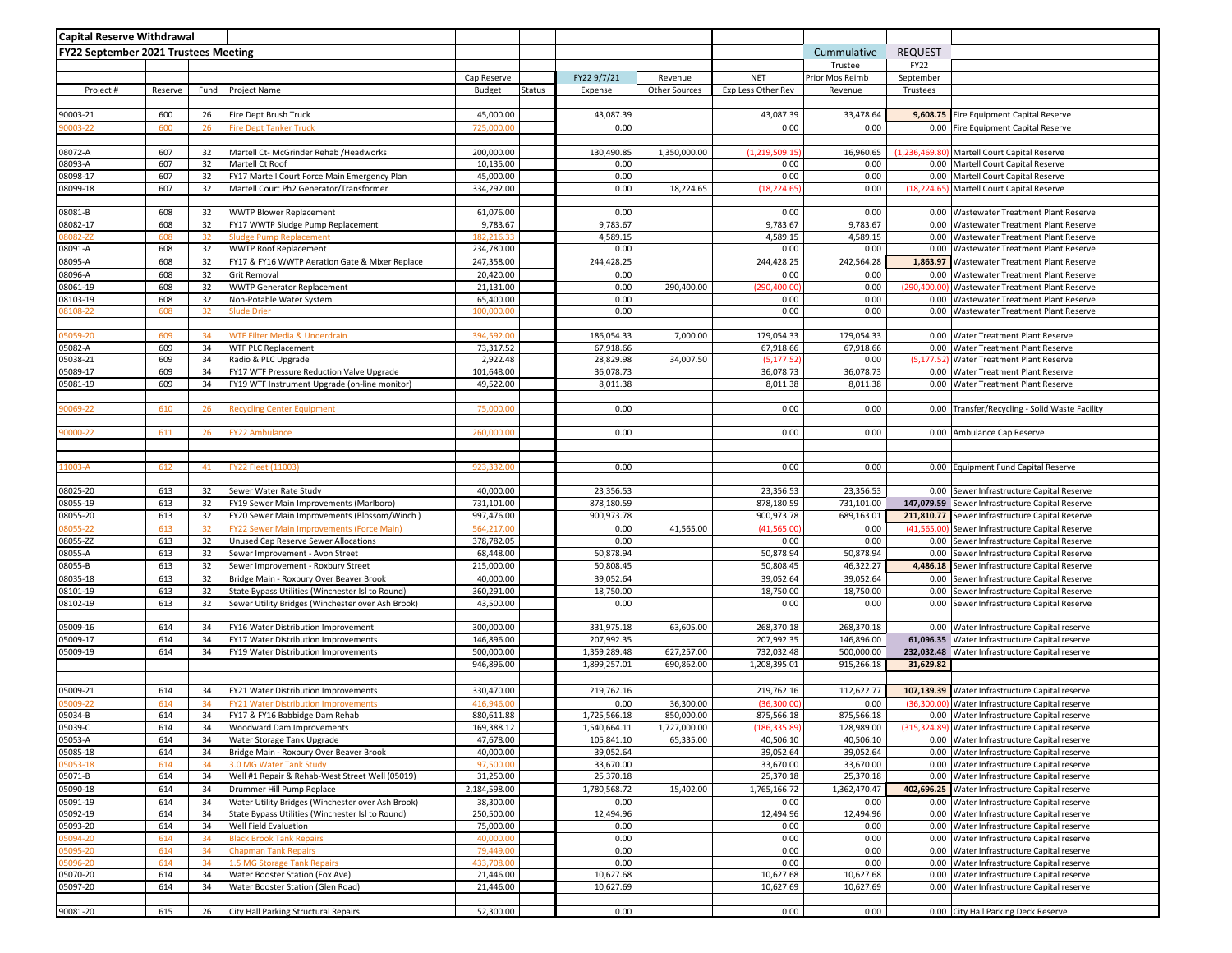## Capital Reserve Withdrawal

### FY22 September 2021 Trustees Meeting

| Project # | Reserve | Fund | Project Name | Cap Reserve Budget | Status | FY22 9/7/21 Expense | Revenue Other Sources | NET Exp Less Other Rev | Cummulative Trustee Prior Mos Reimb Revenue | REQUEST FY22 September Trustees | |
|---|---|---|---|---|---|---|---|---|---|---|---|
| 90003-21 | 600 | 26 | Fire Dept Brush Truck | 45,000.00 | | 43,087.39 | | 43,087.39 | 33,478.64 | **9,608.75** | Fire Equipment Capital Reserve |
| 90003-22 | 600 | 26 | Fire Dept Tanker Truck | 725,000.00 | | 0.00 | | 0.00 | 0.00 | 0.00 | Fire Equipment Capital Reserve |
| | | | | | | | | | | | |
| 08072-A | 607 | 32 | Martell Ct- McGrinder Rehab /Headworks | 200,000.00 | | 130,490.85 | 1,350,000.00 | (1,219,509.15) | 16,960.65 | (1,236,469.80) | Martell Court Capital Reserve |
| 08093-A | 607 | 32 | Martell Ct Roof | 10,135.00 | | 0.00 | | 0.00 | 0.00 | 0.00 | Martell Court Capital Reserve |
| 08098-17 | 607 | 32 | FY17 Martell Court Force Main Emergency Plan | 45,000.00 | | 0.00 | | 0.00 | 0.00 | 0.00 | Martell Court Capital Reserve |
| 08099-18 | 607 | 32 | Martell Court Ph2 Generator/Transformer | 334,292.00 | | 0.00 | 18,224.65 | (18,224.65) | 0.00 | (18,224.65) | Martell Court Capital Reserve |
| | | | | | | | | | | | |
| 08081-B | 608 | 32 | WWTP Blower Replacement | 61,076.00 | | 0.00 | | 0.00 | 0.00 | 0.00 | Wastewater Treatment Plant Reserve |
| 08082-17 | 608 | 32 | FY17 WWTP Sludge Pump Replacement | 9,783.67 | | 9,783.67 | | 9,783.67 | 9,783.67 | 0.00 | Wastewater Treatment Plant Reserve |
| 08082-ZZ | 608 | 32 | Sludge Pump Replacement | 182,216.33 | | 4,589.15 | | 4,589.15 | 4,589.15 | 0.00 | Wastewater Treatment Plant Reserve |
| 08091-A | 608 | 32 | WWTP Roof Replacement | 234,780.00 | | 0.00 | | 0.00 | 0.00 | 0.00 | Wastewater Treatment Plant Reserve |
| 08095-A | 608 | 32 | FY17 & FY16 WWTP Aeration Gate & Mixer Replace | 247,358.00 | | 244,428.25 | | 244,428.25 | 242,564.28 | **1,863.97** | Wastewater Treatment Plant Reserve |
| 08096-A | 608 | 32 | Grit Removal | 20,420.00 | | 0.00 | | 0.00 | 0.00 | 0.00 | Wastewater Treatment Plant Reserve |
| 08061-19 | 608 | 32 | WWTP Generator Replacement | 21,131.00 | | 0.00 | 290,400.00 | (290,400.00) | 0.00 | (290,400.00) | Wastewater Treatment Plant Reserve |
| 08103-19 | 608 | 32 | Non-Potable Water System | 65,400.00 | | 0.00 | | 0.00 | 0.00 | 0.00 | Wastewater Treatment Plant Reserve |
| 08108-22 | 608 | 32 | Slude Drier | 100,000.00 | | 0.00 | | 0.00 | 0.00 | 0.00 | Wastewater Treatment Plant Reserve |
| | | | | | | | | | | | |
| 05059-20 | 609 | 34 | WTF Filter Media & Underdrain | 394,592.00 | | 186,054.33 | 7,000.00 | 179,054.33 | 179,054.33 | 0.00 | Water Treatment Plant Reserve |
| 05082-A | 609 | 34 | WTF PLC Replacement | 73,317.52 | | 67,918.66 | | 67,918.66 | 67,918.66 | 0.00 | Water Treatment Plant Reserve |
| 05038-21 | 609 | 34 | Radio & PLC Upgrade | 2,922.48 | | 28,829.98 | 34,007.50 | (5,177.52) | 0.00 | (5,177.52) | Water Treatment Plant Reserve |
| 05089-17 | 609 | 34 | FY17 WTF Pressure Reduction Valve Upgrade | 101,648.00 | | 36,078.73 | | 36,078.73 | 36,078.73 | 0.00 | Water Treatment Plant Reserve |
| 05081-19 | 609 | 34 | FY19 WTF Instrument Upgrade (on-line monitor) | 49,522.00 | | 8,011.38 | | 8,011.38 | 8,011.38 | 0.00 | Water Treatment Plant Reserve |
| | | | | | | | | | | | |
| 90069-22 | 610 | 26 | Recycling Center Equipment | 75,000.00 | | 0.00 | | 0.00 | 0.00 | 0.00 | Transfer/Recycling - Solid Waste Facility |
| | | | | | | | | | | | |
| 90000-22 | 611 | 26 | FY22 Ambulance | 260,000.00 | | 0.00 | | 0.00 | 0.00 | 0.00 | Ambulance Cap Reserve |
| | | | | | | | | | | | |
| 11003-A | 612 | 41 | FY22 Fleet (11003) | 923,332.00 | | 0.00 | | 0.00 | 0.00 | 0.00 | Equipment Fund Capital Reserve |
| | | | | | | | | | | | |
| 08025-20 | 613 | 32 | Sewer Water Rate Study | 40,000.00 | | 23,356.53 | | 23,356.53 | 23,356.53 | 0.00 | Sewer Infrastructure Capital Reserve |
| 08055-19 | 613 | 32 | FY19 Sewer Main Improvements (Marlboro) | 731,101.00 | | 878,180.59 | | 878,180.59 | 731,101.00 | **147,079.59** | Sewer Infrastructure Capital Reserve |
| 08055-20 | 613 | 32 | FY20 Sewer Main Improvements (Blossom/Winch ) | 997,476.00 | | 900,973.78 | | 900,973.78 | 689,163.01 | **211,810.77** | Sewer Infrastructure Capital Reserve |
| 08055-22 | 613 | 32 | FY22 Sewer Main Improvements (Force Main) | 564,217.00 | | 0.00 | 41,565.00 | (41,565.00) | 0.00 | (41,565.00) | Sewer Infrastructure Capital Reserve |
| 08055-ZZ | 613 | 32 | Unused Cap Reserve Sewer Allocations | 378,782.05 | | 0.00 | | 0.00 | 0.00 | 0.00 | Sewer Infrastructure Capital Reserve |
| 08055-A | 613 | 32 | Sewer Improvement - Avon Street | 68,448.00 | | 50,878.94 | | 50,878.94 | 50,878.94 | 0.00 | Sewer Infrastructure Capital Reserve |
| 08055-B | 613 | 32 | Sewer Improvement - Roxbury Street | 215,000.00 | | 50,808.45 | | 50,808.45 | 46,322.27 | **4,486.18** | Sewer Infrastructure Capital Reserve |
| 08035-18 | 613 | 32 | Bridge Main - Roxbury Over Beaver Brook | 40,000.00 | | 39,052.64 | | 39,052.64 | 39,052.64 | 0.00 | Sewer Infrastructure Capital Reserve |
| 08101-19 | 613 | 32 | State Bypass Utilities (Winchester Isl to Round) | 360,291.00 | | 18,750.00 | | 18,750.00 | 18,750.00 | 0.00 | Sewer Infrastructure Capital Reserve |
| 08102-19 | 613 | 32 | Sewer Utility Bridges (Winchester over Ash Brook) | 43,500.00 | | 0.00 | | 0.00 | 0.00 | 0.00 | Sewer Infrastructure Capital Reserve |
| | | | | | | | | | | | |
| 05009-16 | 614 | 34 | FY16 Water Distribution Improvement | 300,000.00 | | 331,975.18 | 63,605.00 | 268,370.18 | 268,370.18 | 0.00 | Water Infrastructure Capital reserve |
| 05009-17 | 614 | 34 | FY17 Water Distribution Improvements | 146,896.00 | | 207,992.35 | | 207,992.35 | 146,896.00 | **61,096.35** | Water Infrastructure Capital reserve |
| 05009-19 | 614 | 34 | FY19 Water Distribution Improvements | 500,000.00 | | 1,359,289.48 | 627,257.00 | 732,032.48 | 500,000.00 | **232,032.48** | Water Infrastructure Capital reserve |
| | | | | 946,896.00 | | 1,899,257.01 | 690,862.00 | 1,208,395.01 | 915,266.18 | **31,629.82** | |
| | | | | | | | | | | | |
| 05009-21 | 614 | 34 | FY21 Water Distribution Improvements | 330,470.00 | | 219,762.16 | | 219,762.16 | 112,622.77 | **107,139.39** | Water Infrastructure Capital reserve |
| 05009-22 | 614 | 34 | FY21 Water Distribution Improvements | 416,946.00 | | 0.00 | 36,300.00 | (36,300.00) | 0.00 | (36,300.00) | Water Infrastructure Capital reserve |
| 05034-B | 614 | 34 | FY17 & FY16 Babbidge Dam Rehab | 880,611.88 | | 1,725,566.18 | 850,000.00 | 875,566.18 | 875,566.18 | 0.00 | Water Infrastructure Capital reserve |
| 05039-C | 614 | 34 | Woodward Dam Improvements | 169,388.12 | | 1,540,664.11 | 1,727,000.00 | (186,335.89) | 128,989.00 | (315,324.89) | Water Infrastructure Capital reserve |
| 05053-A | 614 | 34 | Water Storage Tank Upgrade | 47,678.00 | | 105,841.10 | 65,335.00 | 40,506.10 | 40,506.10 | 0.00 | Water Infrastructure Capital reserve |
| 05085-18 | 614 | 34 | Bridge Main - Roxbury Over Beaver Brook | 40,000.00 | | 39,052.64 | | 39,052.64 | 39,052.64 | 0.00 | Water Infrastructure Capital reserve |
| 05053-18 | 614 | 34 | 3.0 MG Water Tank Study | 97,500.00 | | 33,670.00 | | 33,670.00 | 33,670.00 | 0.00 | Water Infrastructure Capital reserve |
| 05071-B | 614 | 34 | Well #1 Repair & Rehab-West Street Well (05019) | 31,250.00 | | 25,370.18 | | 25,370.18 | 25,370.18 | 0.00 | Water Infrastructure Capital reserve |
| 05090-18 | 614 | 34 | Drummer Hill Pump Replace | 2,184,598.00 | | 1,780,568.72 | 15,402.00 | 1,765,166.72 | 1,362,470.47 | **402,696.25** | Water Infrastructure Capital reserve |
| 05091-19 | 614 | 34 | Water Utility Bridges (Winchester over Ash Brook) | 38,300.00 | | 0.00 | | 0.00 | 0.00 | 0.00 | Water Infrastructure Capital reserve |
| 05092-19 | 614 | 34 | State Bypass Utilities (Winchester Isl to Round) | 250,500.00 | | 12,494.96 | | 12,494.96 | 12,494.96 | 0.00 | Water Infrastructure Capital reserve |
| 05093-20 | 614 | 34 | Well Field Evaluation | 75,000.00 | | 0.00 | | 0.00 | 0.00 | 0.00 | Water Infrastructure Capital reserve |
| 05094-20 | 614 | 34 | Black Brook Tank Repairs | 40,000.00 | | 0.00 | | 0.00 | 0.00 | 0.00 | Water Infrastructure Capital reserve |
| 05095-20 | 614 | 34 | Chapman Tank Repairs | 79,449.00 | | 0.00 | | 0.00 | 0.00 | 0.00 | Water Infrastructure Capital reserve |
| 05096-20 | 614 | 34 | 1.5 MG Storage Tank Repairs | 433,708.00 | | 0.00 | | 0.00 | 0.00 | 0.00 | Water Infrastructure Capital reserve |
| 05070-20 | 614 | 34 | Water Booster Station (Fox Ave) | 21,446.00 | | 10,627.68 | | 10,627.68 | 10,627.68 | 0.00 | Water Infrastructure Capital reserve |
| 05097-20 | 614 | 34 | Water Booster Station (Glen Road) | 21,446.00 | | 10,627.69 | | 10,627.69 | 10,627.69 | 0.00 | Water Infrastructure Capital reserve |
| | | | | | | | | | | | |
| 90081-20 | 615 | 26 | City Hall Parking Structural Repairs | 52,300.00 | | 0.00 | | 0.00 | 0.00 | 0.00 | City Hall Parking Deck Reserve |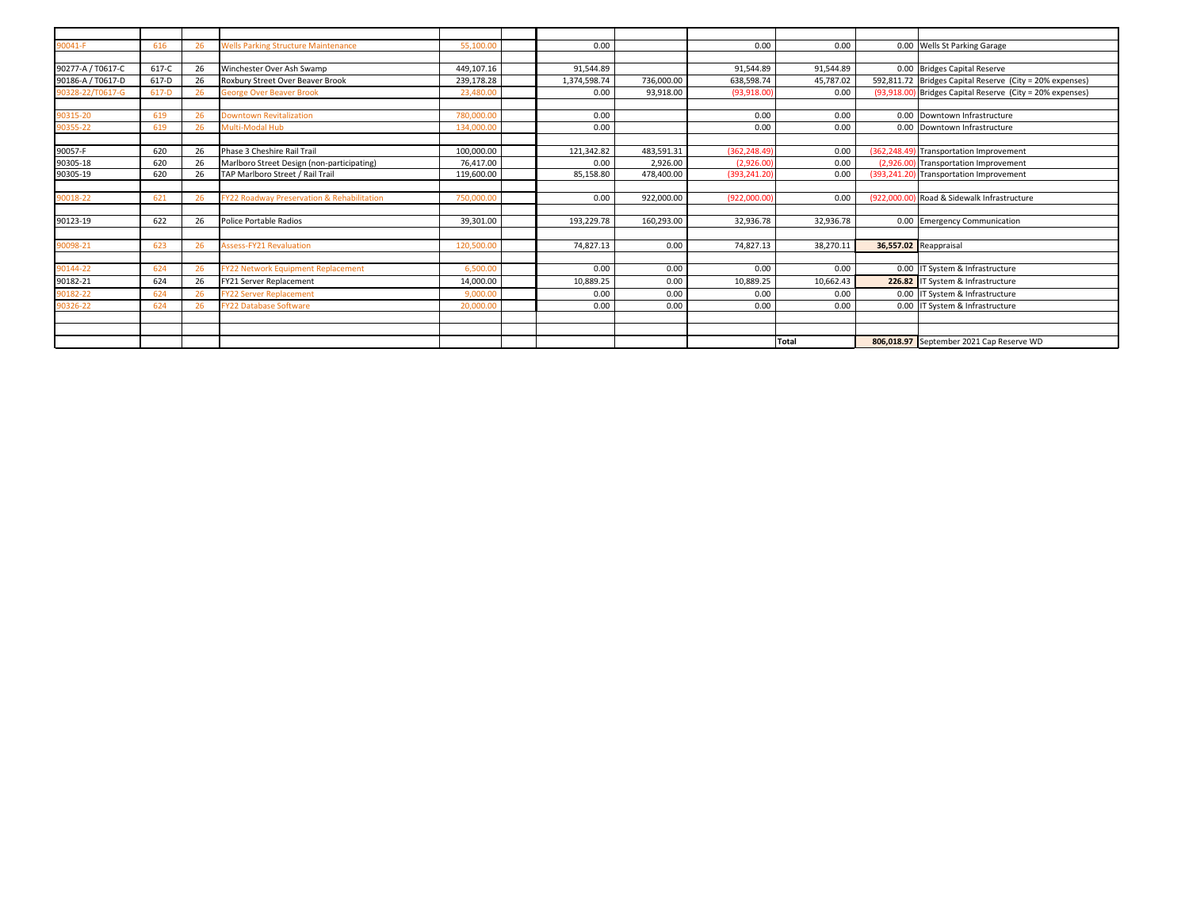| | | | | | | | | | | | |
|---|---|---|---|---|---|---|---|---|---|---|---|
| 90041-F | 616 | 26 | Wells Parking Structure Maintenance | 55,100.00 | | 0.00 | | 0.00 | 0.00 | 0.00 | Wells St Parking Garage |
| | | | | | | | | | | | |
| 90277-A / T0617-C | 617-C | 26 | Winchester Over Ash Swamp | 449,107.16 | | 91,544.89 | | 91,544.89 | 91,544.89 | 0.00 | Bridges Capital Reserve |
| 90186-A / T0617-D | 617-D | 26 | Roxbury Street Over Beaver Brook | 239,178.28 | | 1,374,598.74 | 736,000.00 | 638,598.74 | 45,787.02 | 592,811.72 | Bridges Capital Reserve (City = 20% expenses) |
| 90328-22/T0617-G | 617-D | 26 | George Over Beaver Brook | 23,480.00 | | 0.00 | 93,918.00 | (93,918.00) | 0.00 | (93,918.00) | Bridges Capital Reserve (City = 20% expenses) |
| | | | | | | | | | | | |
| 90315-20 | 619 | 26 | Downtown Revitalization | 780,000.00 | | 0.00 | | 0.00 | 0.00 | 0.00 | Downtown Infrastructure |
| 90355-22 | 619 | 26 | Multi-Modal Hub | 134,000.00 | | 0.00 | | 0.00 | 0.00 | 0.00 | Downtown Infrastructure |
| | | | | | | | | | | | |
| 90057-F | 620 | 26 | Phase 3 Cheshire Rail Trail | 100,000.00 | | 121,342.82 | 483,591.31 | (362,248.49) | 0.00 | (362,248.49) | Transportation Improvement |
| 90305-18 | 620 | 26 | Marlboro Street Design (non-participating) | 76,417.00 | | 0.00 | 2,926.00 | (2,926.00) | 0.00 | (2,926.00) | Transportation Improvement |
| 90305-19 | 620 | 26 | TAP Marlboro Street / Rail Trail | 119,600.00 | | 85,158.80 | 478,400.00 | (393,241.20) | 0.00 | (393,241.20) | Transportation Improvement |
| | | | | | | | | | | | |
| 90018-22 | 621 | 26 | FY22 Roadway Preservation & Rehabilitation | 750,000.00 | | 0.00 | 922,000.00 | (922,000.00) | 0.00 | (922,000.00) | Road & Sidewalk Infrastructure |
| | | | | | | | | | | | |
| 90123-19 | 622 | 26 | Police Portable Radios | 39,301.00 | | 193,229.78 | 160,293.00 | 32,936.78 | 32,936.78 | 0.00 | Emergency Communication |
| | | | | | | | | | | | |
| 90098-21 | 623 | 26 | Assess-FY21 Revaluation | 120,500.00 | | 74,827.13 | 0.00 | 74,827.13 | 38,270.11 | **36,557.02** | Reappraisal |
| | | | | | | | | | | | |
| 90144-22 | 624 | 26 | FY22 Network Equipment Replacement | 6,500.00 | | 0.00 | 0.00 | 0.00 | 0.00 | 0.00 | IT System & Infrastructure |
| 90182-21 | 624 | 26 | FY21 Server Replacement | 14,000.00 | | 10,889.25 | 0.00 | 10,889.25 | 10,662.43 | **226.82** | IT System & Infrastructure |
| 90182-22 | 624 | 26 | FY22 Server Replacement | 9,000.00 | | 0.00 | 0.00 | 0.00 | 0.00 | 0.00 | IT System & Infrastructure |
| 90326-22 | 624 | 26 | FY22 Database Software | 20,000.00 | | 0.00 | 0.00 | 0.00 | 0.00 | 0.00 | IT System & Infrastructure |
| | | | | | | | | | | | |
| | | | | | | | | | | | |
| | | | | | | | | | **Total** | **806,018.97** | September 2021 Cap Reserve WD |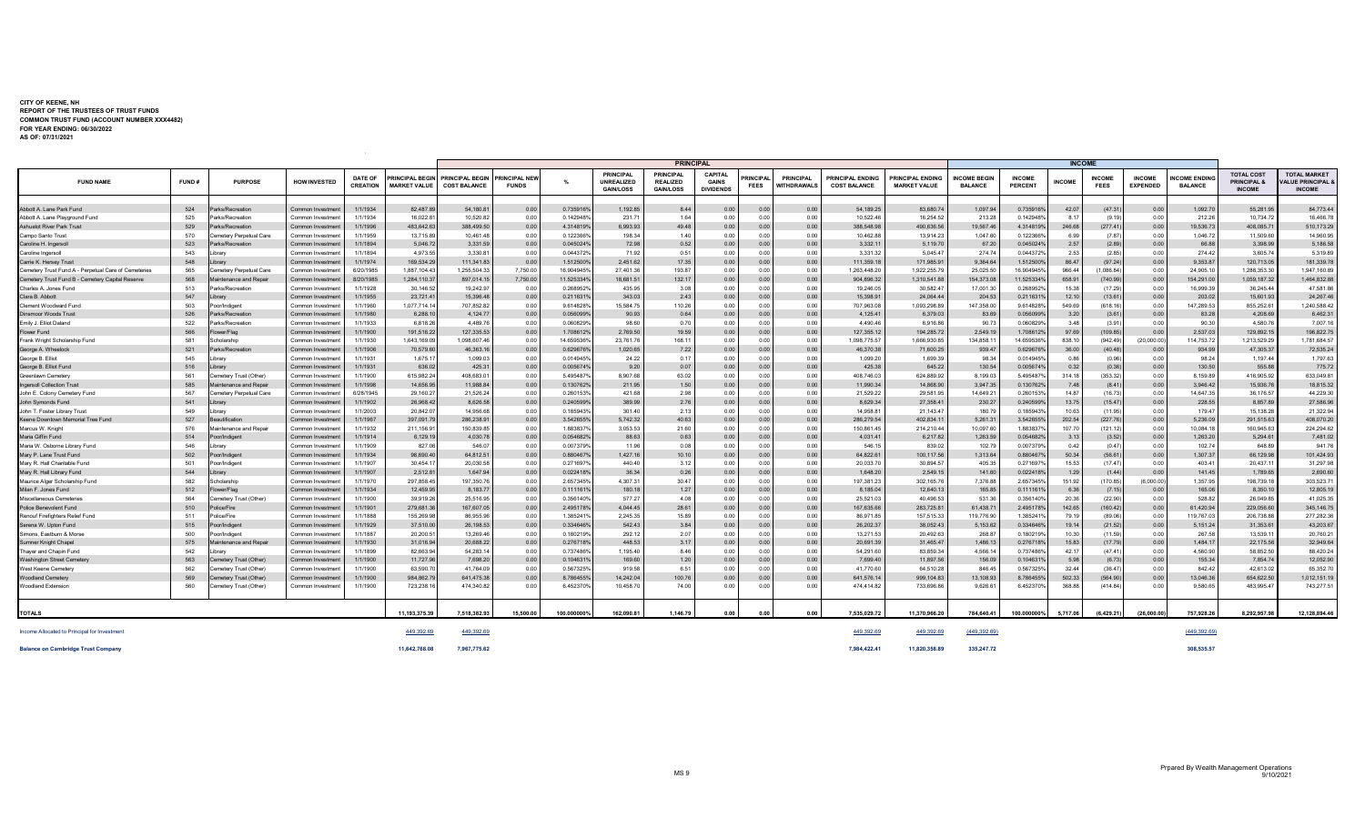**CITY OF KEENE, NH**
**REPORT OF THE TRUSTEES OF TRUST FUNDS**
**COMMON TRUST FUND (ACCOUNT NUMBER XXX4482)**
**FOR YEAR ENDING: 06/30/2022**
**AS OF: 07/31/2021**

| | | | | | | | | | PRINCIPAL | | | | | | | | INCOME | | | | | | | |
|---|---|---|---|---|---|---|---|---|---|---|---|---|---|---|---|---|---|---|---|---|---|---|---|---|
| FUND NAME | FUND # | PURPOSE | HOW INVESTED | DATE OF CREATION | PRINCIPAL BEGIN MARKET VALUE | PRINCIPAL BEGIN COST BALANCE | PRINCIPAL NEW FUNDS | % | PRINCIPAL UNREALIZED GAIN/LOSS | PRINCIPAL REALIZED GAIN/LOSS | CAPITAL GAINS DIVIDENDS | PRINCIPAL FEES | PRINCIPAL WITHDRAWALS | PRINCIPAL ENDING COST BALANCE | PRINCIPAL ENDING MARKET VALUE | INCOME BEGIN BALANCE | INCOME PERCENT | INCOME | INCOME FEES | INCOME EXPENDED | INCOME ENDING BALANCE | TOTAL COST PRINCIPAL & INCOME | TOTAL MARKET VALUE PRINCIPAL & INCOME |
| Abbott A. Lane Park Fund | 524 | Parks/Recreation | Common Investment | 1/1/1934 | 82,487.89 | 54,180.81 | 0.00 | 0.735916% | 1,192.85 | 8.44 | 0.00 | 0.00 | 0.00 | 54,189.25 | 83,680.74 | 1,097.94 | 0.735916% | 42.07 | (47.31) | 0.00 | 1,092.70 | 55,281.95 | 84,773.44 |
| Abbott A. Lane Playground Fund | 525 | Parks/Recreation | Common Investment | 1/1/1934 | 16,022.61 | 10,520.82 | 0.00 | 0.142948% | 231.71 | 1.64 | 0.00 | 0.00 | 0.00 | 10,522.46 | 16,254.52 | 213.28 | 0.142948% | 8.17 | (9.19) | 0.00 | 212.26 | 10,734.72 | 16,466.78 |
| Ashuelot River Park Trust | 529 | Parks/Recreation | Common Investment | 1/1/1996 | 483,642.63 | 388,499.50 | 0.00 | 4.314819% | 6,993.93 | 49.48 | 0.00 | 0.00 | 0.00 | 388,548.98 | 490,636.56 | 19,567.46 | 4.314819% | 246.68 | (277.41) | 0.00 | 19,536.73 | 408,085.71 | 510,173.29 |
| Campo Santo Trust | 570 | Cemetery Perpetual Care | Common Investment | 1/1/1959 | 13,715.89 | 10,461.48 | 0.00 | 0.122366% | 198.34 | 1.40 | 0.00 | 0.00 | 0.00 | 10,462.88 | 13,914.23 | 1,047.60 | 0.122366% | 6.99 | (7.87) | 0.00 | 1,046.72 | 11,509.60 | 14,960.95 |
| Caroline H. Ingersoll | 523 | Parks/Recreation | Common Investment | 1/1/1894 | 5,046.72 | 3,331.59 | 0.00 | 0.045024% | 72.98 | 0.52 | 0.00 | 0.00 | 0.00 | 3,332.11 | 5,119.70 | 67.20 | 0.045024% | 2.57 | (2.89) | 0.00 | 66.88 | 3,398.99 | 5,186.58 |
| Caroline Ingersoll | 543 | Library | Common Investment | 1/1/1894 | 4,973.55 | 3,330.81 | 0.00 | 0.044372% | 71.92 | 0.51 | 0.00 | 0.00 | 0.00 | 3,331.32 | 5,045.47 | 274.74 | 0.044372% | 2.53 | (2.85) | 0.00 | 274.42 | 3,605.74 | 5,319.89 |
| Carrie K. Hersey Trust | 548 | Library | Common Investment | 1/1/1974 | 169,534.29 | 111,341.83 | 0.00 | 1.512500% | 2,451.62 | 17.35 | 0.00 | 0.00 | 0.00 | 111,359.18 | 171,985.91 | 9,364.64 | 1.512500% | 86.47 | (97.24) | 0.00 | 9,353.87 | 120,713.05 | 181,339.78 |
| Cemetery Trust Fund A - Perpetual Care of Cemeteries | 565 | Cemetery Perpetual Care | Common Investment | 6/20/1985 | 1,887,104.43 | 1,255,504.33 | 7,750.00 | 16.904945% | 27,401.36 | 193.87 | 0.00 | 0.00 | 0.00 | 1,263,448.20 | 1,922,255.79 | 25,025.50 | 16.904945% | 966.44 | (1,086.84) | 0.00 | 24,905.10 | 1,288,353.30 | 1,947,160.89 |
| Cemetery Trust Fund B - Cemetery Capital Reserve | 568 | Maintenance and Repair | Common Investment | 6/20/1985 | 1,284,110.37 | 897,014.15 | 7,750.00 | 11.525334% | 18,681.51 | 132.17 | 0.00 | 0.00 | 0.00 | 904,896.32 | 1,310,541.88 | 154,373.08 | 11.525334% | 658.91 | (740.99) | 0.00 | 154,291.00 | 1,059,187.32 | 1,464,832.88 |
| Charles A. Jones Fund | 513 | Parks/Recreation | Common Investment | 1/1/1928 | 30,146.52 | 19,242.97 | 0.00 | 0.268952% | 435.95 | 3.08 | 0.00 | 0.00 | 0.00 | 19,246.05 | 30,582.47 | 17,001.30 | 0.268952% | 15.38 | (17.29) | 0.00 | 16,999.39 | 36,245.44 | 47,581.86 |
| Clara B. Abbott | 547 | Library | Common Investment | 1/1/1955 | 23,721.41 | 15,396.48 | 0.00 | 0.211631% | 343.03 | 2.43 | 0.00 | 0.00 | 0.00 | 15,398.91 | 24,064.44 | 204.53 | 0.211631% | 12.10 | (13.61) | 0.00 | 203.02 | 15,601.93 | 24,267.46 |
| Clement Woodward Fund | 503 | Poor/Indigent | Common Investment | 1/1/1960 | 1,077,714.14 | 707,852.82 | 0.00 | 9.614828% | 15,584.75 | 110.26 | 0.00 | 0.00 | 0.00 | 707,963.08 | 1,093,298.89 | 147,358.00 | 9.614828% | 549.69 | (618.16) | 0.00 | 147,289.53 | 855,252.61 | 1,240,588.42 |
| Dinsmoor Woods Trust | 526 | Parks/Recreation | Common Investment | 1/1/1980 | 6,288.10 | 4,124.77 | 0.00 | 0.056099% | 90.93 | 0.64 | 0.00 | 0.00 | 0.00 | 4,125.41 | 6,379.03 | 83.69 | 0.056099% | 3.20 | (3.61) | 0.00 | 83.28 | 4,208.69 | 6,462.31 |
| Emily J. Elliot Daland | 522 | Parks/Recreation | Common Investment | 1/1/1933 | 6,818.26 | 4,489.76 | 0.00 | 0.060829% | 98.60 | 0.70 | 0.00 | 0.00 | 0.00 | 4,490.46 | 6,916.86 | 90.73 | 0.060829% | 3.48 | (3.91) | 0.00 | 90.30 | 4,580.76 | 7,007.16 |
| Flower Fund | 566 | Flower/Flag | Common Investment | 1/1/1900 | 191,516.22 | 127,335.53 | 0.00 | 1.708612% | 2,769.50 | 19.59 | 0.00 | 0.00 | 0.00 | 127,355.12 | 194,285.72 | 2,549.19 | 1.708612% | 97.69 | (109.85) | 0.00 | 2,537.03 | 129,892.15 | 196,822.75 |
| Frank Wright Scholarship Fund | 581 | Scholarship | Common Investment | 1/1/1930 | 1,643,169.09 | 1,098,607.46 | 0.00 | 14.659536% | 23,761.76 | 168.11 | 0.00 | 0.00 | 0.00 | 1,098,775.57 | 1,666,930.85 | 134,858.11 | 14.659536% | 838.10 | (942.49) | (20,000.00) | 114,753.72 | 1,213,529.29 | 1,781,684.57 |
| George A. Wheelock | 521 | Parks/Recreation | Common Investment | 1/1/1906 | 70,579.60 | 46,363.16 | 0.00 | 0.629676% | 1,020.65 | 7.22 | 0.00 | 0.00 | 0.00 | 46,370.38 | 71,600.25 | 939.47 | 0.629676% | 36.00 | (40.48) | 0.00 | 934.99 | 47,305.37 | 72,535.24 |
| George B. Elliot | 545 | Library | Common Investment | 1/1/1931 | 1,675.17 | 1,099.03 | 0.00 | 0.014945% | 24.22 | 0.17 | 0.00 | 0.00 | 0.00 | 1,099.20 | 1,699.39 | 98.34 | 0.014945% | 0.86 | (0.96) | 0.00 | 98.24 | 1,197.44 | 1,797.63 |
| George B. Elliot Fund | 516 | Library | Common Investment | 1/1/1931 | 636.02 | 425.31 | 0.00 | 0.005674% | 9.20 | 0.07 | 0.00 | 0.00 | 0.00 | 425.38 | 645.22 | 130.54 | 0.005674% | 0.32 | (0.36) | 0.00 | 130.50 | 555.88 | 775.72 |
| Greenlawn Cemetery | 561 | Cemetery Trust (Other) | Common Investment | 1/1/1900 | 615,982.24 | 408,683.01 | 0.00 | 5.495487% | 8,907.68 | 63.02 | 0.00 | 0.00 | 0.00 | 408,746.03 | 624,889.92 | 8,199.03 | 5.495487% | 314.18 | (353.32) | 0.00 | 8,159.89 | 416,905.92 | 633,049.81 |
| Ingersoll Collection Trust | 585 | Maintenance and Repair | Common Investment | 1/1/1998 | 14,656.95 | 11,988.84 | 0.00 | 0.130762% | 211.95 | 1.50 | 0.00 | 0.00 | 0.00 | 11,990.34 | 14,868.90 | 3,947.35 | 0.130762% | 7.48 | (8.41) | 0.00 | 3,946.42 | 15,936.76 | 18,815.32 |
| John E. Colony Cemetery Fund | 567 | Cemetery Perpetual Care | Common Investment | 6/28/1945 | 29,160.27 | 21,526.24 | 0.00 | 0.260153% | 421.68 | 2.98 | 0.00 | 0.00 | 0.00 | 21,529.22 | 29,581.95 | 14,649.21 | 0.260153% | 14.87 | (16.73) | 0.00 | 14,647.35 | 36,176.57 | 44,229.30 |
| John Symonds Fund | 541 | Library | Common Investment | 1/1/1902 | 26,968.42 | 8,626.58 | 0.00 | 0.240599% | 389.99 | 2.76 | 0.00 | 0.00 | 0.00 | 8,629.34 | 27,358.41 | 230.27 | 0.240599% | 13.75 | (15.47) | 0.00 | 228.55 | 8,857.89 | 27,586.96 |
| John T. Foster Library Trust | 549 | Library | Common Investment | 1/1/2003 | 20,842.07 | 14,956.68 | 0.00 | 0.185943% | 301.40 | 2.13 | 0.00 | 0.00 | 0.00 | 14,958.81 | 21,143.47 | 180.79 | 0.185943% | 10.63 | (11.95) | 0.00 | 179.47 | 15,138.28 | 21,322.94 |
| Keene Downtown Memorial Tree Fund | 527 | Beautification | Common Investment | 1/1/1967 | 397,091.79 | 286,238.91 | 0.00 | 3.542655% | 5,742.32 | 40.63 | 0.00 | 0.00 | 0.00 | 286,279.54 | 402,834.11 | 5,261.31 | 3.542655% | 202.54 | (227.76) | 0.00 | 5,236.09 | 291,515.63 | 408,070.20 |
| Marcus W. Knight | 576 | Maintenance and Repair | Common Investment | 1/1/1932 | 211,156.91 | 150,839.85 | 0.00 | 1.883837% | 3,053.53 | 21.60 | 0.00 | 0.00 | 0.00 | 150,861.45 | 214,210.44 | 10,097.60 | 1.883837% | 107.70 | (121.12) | 0.00 | 10,084.18 | 160,945.63 | 224,294.62 |
| Maria Giffin Fund | 514 | Poor/Indigent | Common Investment | 1/1/1914 | 6,129.19 | 4,030.78 | 0.00 | 0.054682% | 88.63 | 0.63 | 0.00 | 0.00 | 0.00 | 4,031.41 | 6,217.82 | 1,263.59 | 0.054682% | 3.13 | (3.52) | 0.00 | 1,263.20 | 5,294.61 | 7,481.02 |
| Maria W. Osborne Library Fund | 546 | Library | Common Investment | 1/1/1909 | 827.09 | 546.07 | 0.00 | 0.007379% | 11.96 | 0.08 | 0.00 | 0.00 | 0.00 | 546.15 | 839.02 | 102.79 | 0.007379% | 0.42 | (0.47) | 0.00 | 102.74 | 648.89 | 941.76 |
| Mary P. Lane Trust Fund | 502 | Poor/Indigent | Common Investment | 1/1/1934 | 98,690.40 | 64,812.51 | 0.00 | 0.880467% | 1,427.16 | 10.10 | 0.00 | 0.00 | 0.00 | 64,822.61 | 100,117.56 | 1,313.64 | 0.880467% | 50.34 | (56.61) | 0.00 | 1,307.37 | 66,129.98 | 101,424.93 |
| Mary R. Hall Charitable Fund | 501 | Poor/Indigent | Common Investment | 1/1/1907 | 30,454.17 | 20,030.58 | 0.00 | 0.271697% | 440.40 | 3.12 | 0.00 | 0.00 | 0.00 | 20,033.70 | 30,894.57 | 405.35 | 0.271697% | 15.53 | (17.47) | 0.00 | 403.41 | 20,437.11 | 31,297.98 |
| Mary R. Hall Library Fund | 544 | Library | Common Investment | 1/1/1907 | 2,512.61 | 1,647.94 | 0.00 | 0.022416% | 36.34 | 0.26 | 0.00 | 0.00 | 0.00 | 1,648.20 | 2,549.15 | 141.60 | 0.022416% | 1.29 | (1.44) | 0.00 | 141.45 | 1,789.65 | 2,690.60 |
| Maurice Alger Scholarship Fund | 582 | Scholarship | Common Investment | 1/1/1970 | 297,858.45 | 197,350.76 | 0.00 | 2.657345% | 4,307.31 | 30.47 | 0.00 | 0.00 | 0.00 | 197,381.23 | 302,165.76 | 7,376.88 | 2.657345% | 151.92 | (170.85) | (6,000.00) | 1,357.95 | 198,739.18 | 303,523.71 |
| Milan F. Jones Fund | 512 | Flower/Flag | Common Investment | 1/1/1934 | 12,459.95 | 8,183.77 | 0.00 | 0.111161% | 180.18 | 1.27 | 0.00 | 0.00 | 0.00 | 8,185.04 | 12,640.13 | 165.85 | 0.111161% | 6.35 | (7.15) | 0.00 | 165.06 | 8,350.10 | 12,805.19 |
| Miscellaneous Cemeteries | 564 | Cemetery Trust (Other) | Common Investment | 1/1/1900 | 39,919.26 | 25,516.95 | 0.00 | 0.356140% | 577.27 | 4.08 | 0.00 | 0.00 | 0.00 | 25,521.03 | 40,496.53 | 531.36 | 0.356140% | 20.36 | (22.90) | 0.00 | 528.82 | 26,049.85 | 41,025.35 |
| Police Benevolent Fund | 510 | Police/Fire | Common Investment | 1/1/1901 | 279,681.36 | 167,607.05 | 0.00 | 2.495178% | 4,044.45 | 28.61 | 0.00 | 0.00 | 0.00 | 167,635.66 | 283,725.81 | 61,438.71 | 2.495178% | 142.65 | (160.42) | 0.00 | 61,420.94 | 229,056.60 | 345,146.75 |
| Renouf Firefighters Relief Fund | 511 | Police/Fire | Common Investment | 1/1/1888 | 155,269.98 | 86,955.96 | 0.00 | 1.385241% | 2,245.35 | 15.89 | 0.00 | 0.00 | 0.00 | 86,971.85 | 157,515.33 | 119,776.90 | 1.385241% | 79.19 | (89.06) | 0.00 | 119,767.03 | 206,738.88 | 277,282.36 |
| Serena W. Upton Fund | 515 | Poor/Indigent | Common Investment | 1/1/1929 | 37,510.00 | 26,198.53 | 0.00 | 0.334646% | 542.43 | 3.84 | 0.00 | 0.00 | 0.00 | 26,202.37 | 38,052.43 | 5,153.62 | 0.334646% | 19.14 | (21.52) | 0.00 | 5,151.24 | 31,353.61 | 43,203.67 |
| Simons, Eastburn & Morse | 500 | Poor/Indigent | Common Investment | 1/1/1887 | 20,200.51 | 13,269.46 | 0.00 | 0.180219% | 292.12 | 2.07 | 0.00 | 0.00 | 0.00 | 13,271.53 | 20,492.63 | 268.87 | 0.180219% | 10.30 | (11.59) | 0.00 | 267.58 | 13,539.11 | 20,760.21 |
| Sumner Knight Chapel | 575 | Maintenance and Repair | Common Investment | 1/1/1930 | 31,016.94 | 20,688.22 | 0.00 | 0.276718% | 448.53 | 3.17 | 0.00 | 0.00 | 0.00 | 20,691.39 | 31,465.47 | 1,486.13 | 0.276718% | 15.83 | (17.79) | 0.00 | 1,484.17 | 22,175.56 | 32,949.64 |
| Thayer and Chapin Fund | 542 | Library | Common Investment | 1/1/1899 | 82,663.94 | 54,283.14 | 0.00 | 0.737486% | 1,195.40 | 8.46 | 0.00 | 0.00 | 0.00 | 54,291.60 | 83,859.34 | 4,566.14 | 0.737486% | 42.17 | (47.41) | 0.00 | 4,560.90 | 58,852.50 | 88,420.24 |
| Washington Street Cemetery | 563 | Cemetery Trust (Other) | Common Investment | 1/1/1900 | 11,727.96 | 7,698.20 | 0.00 | 0.104631% | 169.60 | 1.20 | 0.00 | 0.00 | 0.00 | 7,699.40 | 11,897.56 | 156.09 | 0.104631% | 5.98 | (6.73) | 0.00 | 155.34 | 7,854.74 | 12,052.90 |
| West Keene Cemetery | 562 | Cemetery Trust (Other) | Common Investment | 1/1/1900 | 63,590.70 | 41,764.09 | 0.00 | 0.567325% | 919.58 | 6.51 | 0.00 | 0.00 | 0.00 | 41,770.60 | 64,510.28 | 846.45 | 0.567325% | 32.44 | (36.47) | 0.00 | 842.42 | 42,613.02 | 65,352.70 |
| Woodland Cemetery | 569 | Cemetery Trust (Other) | Common Investment | 1/1/1900 | 984,862.79 | 641,475.38 | 0.00 | 8.786455% | 14,242.04 | 100.76 | 0.00 | 0.00 | 0.00 | 641,576.14 | 999,104.83 | 13,108.93 | 8.786455% | 502.33 | (564.90) | 0.00 | 13,046.36 | 654,622.50 | 1,012,151.19 |
| Woodland Extension | 560 | Cemetery Trust (Other) | Common Investment | 1/1/1900 | 723,238.16 | 474,340.82 | 0.00 | 6.452370% | 10,458.70 | 74.00 | 0.00 | 0.00 | 0.00 | 474,414.82 | 733,696.86 | 9,626.61 | 6.452370% | 368.88 | (414.84) | 0.00 | 9,580.65 | 483,995.47 | 743,277.51 |
| **TOTALS** | | | | | **11,193,375.39** | **7,518,382.93** | **15,500.00** | **100.000000%** | **162,090.81** | **1,146.79** | **0.00** | **0.00** | **0.00** | **7,535,029.72** | **11,370,966.20** | **784,640.41** | **100.000000%** | **5,717.06** | **(6,429.21)** | **(26,000.00)** | **757,928.26** | **8,292,957.98** | **12,128,894.46** |
| Income Allocated to Principal for Investment | | | | | 449,392.69 | 449,392.69 | | | | | | | | 449,392.69 | 449,392.69 | (449,392.69) | | | | | (449,392.69) | | |
| **Balance on Cambridge Trust Company** | | | | | **11,642,768.08** | **7,967,775.62** | | | | | | | | **7,984,422.41** | **11,820,358.89** | **335,247.72** | | | | | **308,535.57** | | |

MS 9

Prpared By Wealth Management Operations
9/10/2021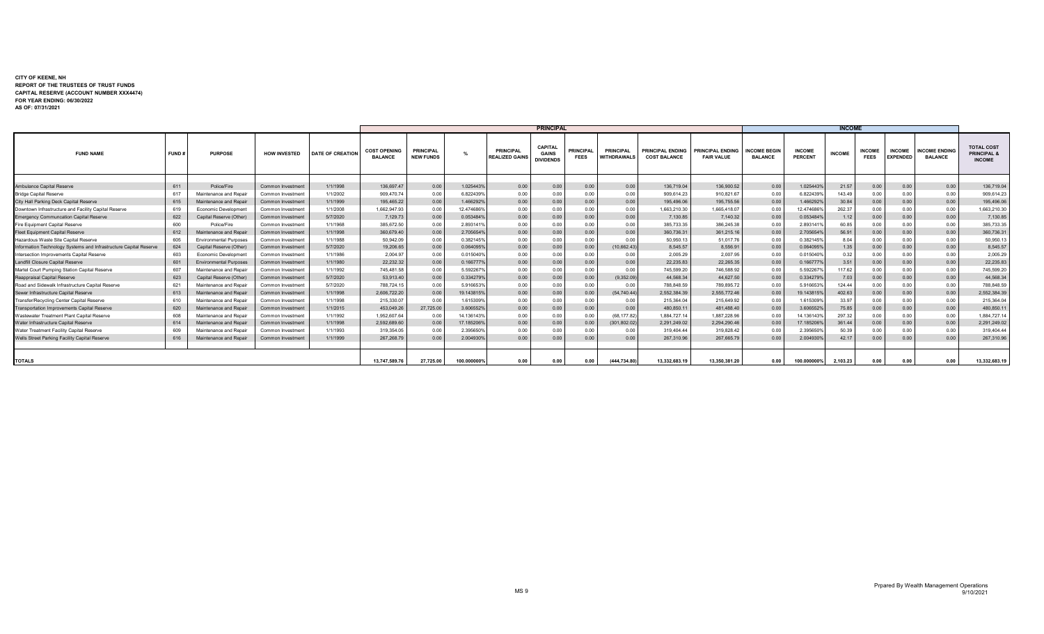**CITY OF KEENE, NH**
**REPORT OF THE TRUSTEES OF TRUST FUNDS**
**CAPITAL RESERVE (ACCOUNT NUMBER XXX4474)**
**FOR YEAR ENDING: 06/30/2022**
**AS OF: 07/31/2021**

| | | | | | PRINCIPAL | | | | | | | | | INCOME | | | | | | |
|---|---|---|---|---|---|---|---|---|---|---|---|---|---|---|---|---|---|---|---|---|
| FUND NAME | FUND # | PURPOSE | HOW INVESTED | DATE OF CREATION | COST OPENING BALANCE | PRINCIPAL NEW FUNDS | % | PRINCIPAL REALIZED GAINS | CAPITAL GAINS DIVIDENDS | PRINCIPAL FEES | PRINCIPAL WITHDRAWALS | PRINCIPAL ENDING COST BALANCE | PRINCIPAL ENDING FAIR VALUE | INCOME BEGIN BALANCE | INCOME PERCENT | INCOME | INCOME FEES | INCOME EXPENDED | INCOME ENDING BALANCE | TOTAL COST PRINCIPAL & INCOME |
| Ambulance Capital Reserve | 611 | Police/Fire | Common Investment | 1/1/1998 | 136,697.47 | 0.00 | 1.025443% | 0.00 | 0.00 | 0.00 | 0.00 | 136,719.04 | 136,900.52 | 0.00 | 1.025443% | 21.57 | 0.00 | 0.00 | 0.00 | 136,719.04 |
| Bridge Capital Reserve | 617 | Maintenance and Repair | Common Investment | 1/1/2002 | 909,470.74 | 0.00 | 6.822439% | 0.00 | 0.00 | 0.00 | 0.00 | 909,614.23 | 910,821.67 | 0.00 | 6.822439% | 143.49 | 0.00 | 0.00 | 0.00 | 909,614.23 |
| City Hall Parking Deck Capital Reserve | 615 | Maintenance and Repair | Common Investment | 1/1/1999 | 195,465.22 | 0.00 | 1.466292% | 0.00 | 0.00 | 0.00 | 0.00 | 195,496.06 | 195,755.56 | 0.00 | 1.466292% | 30.84 | 0.00 | 0.00 | 0.00 | 195,496.06 |
| Downtown Infrastructure and Facility Capital Reserve | 619 | Economic Development | Common Investment | 1/1/2008 | 1,662,947.93 | 0.00 | 12.474686% | 0.00 | 0.00 | 0.00 | 0.00 | 1,663,210.30 | 1,665,418.07 | 0.00 | 12.474686% | 262.37 | 0.00 | 0.00 | 0.00 | 1,663,210.30 |
| Emergency Communcation Capital Reserve | 622 | Capital Reserve (Other) | Common Investment | 5/7/2020 | 7,129.73 | 0.00 | 0.053484% | 0.00 | 0.00 | 0.00 | 0.00 | 7,130.85 | 7,140.32 | 0.00 | 0.053484% | 1.12 | 0.00 | 0.00 | 0.00 | 7,130.85 |
| Fire Equipment Capital Reserve | 600 | Police/Fire | Common Investment | 1/1/1968 | 385,672.50 | 0.00 | 2.893141% | 0.00 | 0.00 | 0.00 | 0.00 | 385,733.35 | 386,245.38 | 0.00 | 2.893141% | 60.85 | 0.00 | 0.00 | 0.00 | 385,733.35 |
| Fleet Equipment Capital Reserve | 612 | Maintenance and Repair | Common Investment | 1/1/1998 | 360,679.40 | 0.00 | 2.705654% | 0.00 | 0.00 | 0.00 | 0.00 | 360,736.31 | 361,215.16 | 0.00 | 2.705654% | 56.91 | 0.00 | 0.00 | 0.00 | 360,736.31 |
| Hazardous Waste Site Capital Reserve | 605 | Environmental Purposes | Common Investment | 1/1/1988 | 50,942.09 | 0.00 | 0.382145% | 0.00 | 0.00 | 0.00 | 0.00 | 50,950.13 | 51,017.76 | 0.00 | 0.382145% | 8.04 | 0.00 | 0.00 | 0.00 | 50,950.13 |
| Information Technology Systems and Infrastructure Capital Reserve | 624 | Capital Reserve (Other) | Common Investment | 5/7/2020 | 19,206.65 | 0.00 | 0.084095% | 0.00 | 0.00 | 0.00 | (10,662.43) | 8,545.57 | 8,556.91 | 0.00 | 0.084095% | 1.35 | 0.00 | 0.00 | 0.00 | 8,545.57 |
| Intersection Improvements Capital Reserve | 603 | Economic Development | Common Investment | 1/1/1986 | 2,004.97 | 0.00 | 0.015040% | 0.00 | 0.00 | 0.00 | 0.00 | 2,005.29 | 2,007.95 | 0.00 | 0.015040% | 0.32 | 0.00 | 0.00 | 0.00 | 2,005.29 |
| Landfill Closure Capital Reserve | 601 | Environmental Purposes | Common Investment | 1/1/1980 | 22,232.32 | 0.00 | 0.166777% | 0.00 | 0.00 | 0.00 | 0.00 | 22,235.83 | 22,265.35 | 0.00 | 0.166777% | 3.51 | 0.00 | 0.00 | 0.00 | 22,235.83 |
| Martel Court Pumping Station Capital Reserve | 607 | Maintenance and Repair | Common Investment | 1/1/1992 | 745,481.58 | 0.00 | 5.592267% | 0.00 | 0.00 | 0.00 | 0.00 | 745,599.20 | 746,588.92 | 0.00 | 5.592267% | 117.62 | 0.00 | 0.00 | 0.00 | 745,599.20 |
| Reappraisal Capital Reserve | 623 | Capital Reserve (Other) | Common Investment | 5/7/2020 | 53,913.40 | 0.00 | 0.334279% | 0.00 | 0.00 | 0.00 | (9,352.09) | 44,568.34 | 44,627.50 | 0.00 | 0.334279% | 7.03 | 0.00 | 0.00 | 0.00 | 44,568.34 |
| Road and Sidewalk Infrastructure Capital Reserve | 621 | Maintenance and Repair | Common Investment | 5/7/2020 | 788,724.15 | 0.00 | 5.916653% | 0.00 | 0.00 | 0.00 | 0.00 | 788,848.59 | 789,895.72 | 0.00 | 5.916653% | 124.44 | 0.00 | 0.00 | 0.00 | 788,848.59 |
| Sewer Infrastructure Capital Reserve | 613 | Maintenance and Repair | Common Investment | 1/1/1998 | 2,606,722.20 | 0.00 | 19.143815% | 0.00 | 0.00 | 0.00 | (54,740.44) | 2,552,384.39 | 2,555,772.46 | 0.00 | 19.143815% | 402.63 | 0.00 | 0.00 | 0.00 | 2,552,384.39 |
| Transfer/Recycling Center Capital Reserve | 610 | Maintenance and Repair | Common Investment | 1/1/1998 | 215,330.07 | 0.00 | 1.615309% | 0.00 | 0.00 | 0.00 | 0.00 | 215,364.04 | 215,649.92 | 0.00 | 1.615309% | 33.97 | 0.00 | 0.00 | 0.00 | 215,364.04 |
| Transportation Improvements Capital Reserve | 620 | Maintenance and Repair | Common Investment | 1/1/2015 | 453,049.26 | 27,725.00 | 3.606552% | 0.00 | 0.00 | 0.00 | 0.00 | 480,850.11 | 481,488.40 | 0.00 | 3.606552% | 75.85 | 0.00 | 0.00 | 0.00 | 480,850.11 |
| Wastewater Treatment Plant Capital Reserve | 608 | Maintenance and Repair | Common Investment | 1/1/1992 | 1,952,607.64 | 0.00 | 14.136143% | 0.00 | 0.00 | 0.00 | (68,177.82) | 1,884,727.14 | 1,887,228.96 | 0.00 | 14.136143% | 297.32 | 0.00 | 0.00 | 0.00 | 1,884,727.14 |
| Water Infrastructure Capital Reserve | 614 | Maintenance and Repair | Common Investment | 1/1/1998 | 2,592,689.60 | 0.00 | 17.185206% | 0.00 | 0.00 | 0.00 | (301,802.02) | 2,291,249.02 | 2,294,290.46 | 0.00 | 17.185206% | 361.44 | 0.00 | 0.00 | 0.00 | 2,291,249.02 |
| Water Treatment Facility Capital Reserve | 609 | Maintenance and Repair | Common Investment | 1/1/1993 | 319,354.05 | 0.00 | 2.395650% | 0.00 | 0.00 | 0.00 | 0.00 | 319,404.44 | 319,828.42 | 0.00 | 2.395650% | 50.39 | 0.00 | 0.00 | 0.00 | 319,404.44 |
| Wells Street Parking Facility Capital Reserve | 616 | Maintenance and Repair | Common Investment | 1/1/1999 | 267,268.79 | 0.00 | 2.004930% | 0.00 | 0.00 | 0.00 | 0.00 | 267,310.96 | 267,665.79 | 0.00 | 2.004930% | 42.17 | 0.00 | 0.00 | 0.00 | 267,310.96 |
| **TOTALS** | | | | | 13,747,589.76 | 27,725.00 | 100.000000% | 0.00 | 0.00 | 0.00 | (444,734.80) | 13,332,683.19 | 13,350,381.20 | 0.00 | 100.000000% | 2,103.23 | 0.00 | 0.00 | 0.00 | 13,332,683.19 |

MS 9

Prpared By Wealth Management Operations
9/10/2021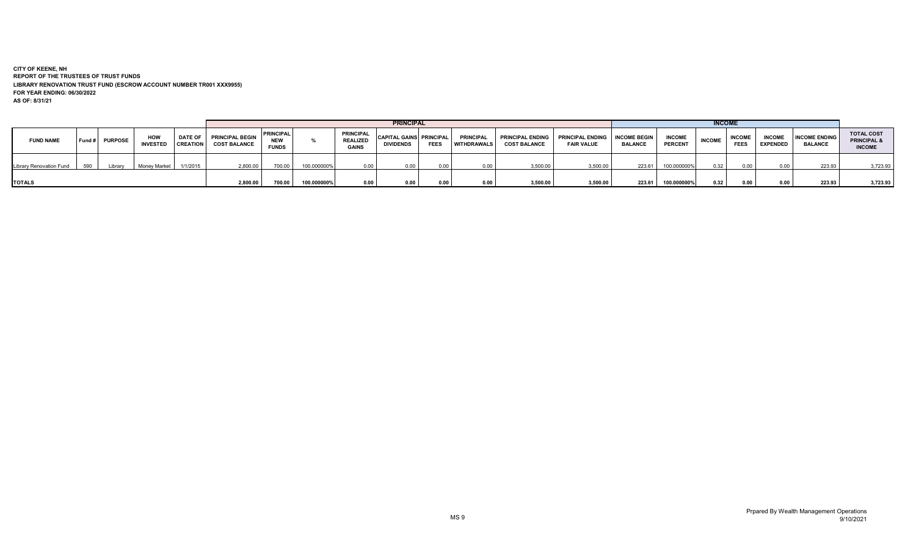**CITY OF KEENE, NH**
**REPORT OF THE TRUSTEES OF TRUST FUNDS**
**LIBRARY RENOVATION TRUST FUND (ESCROW ACCOUNT NUMBER TR001 XXX9955)**
**FOR YEAR ENDING: 06/30/2022**
**AS OF: 8/31/21**

| | | | | | PRINCIPAL | | | | | | | | | INCOME | | | | | | |
|---|---|---|---|---|---|---|---|---|---|---|---|---|---|---|---|---|---|---|---|---|
| FUND NAME | Fund # | PURPOSE | HOW INVESTED | DATE OF CREATION | PRINCIPAL BEGIN COST BALANCE | PRINCIPAL NEW FUNDS | % | PRINCIPAL REALIZED GAINS | CAPITAL GAINS DIVIDENDS | PRINCIPAL FEES | PRINCIPAL WITHDRAWALS | PRINCIPAL ENDING COST BALANCE | PRINCIPAL ENDING FAIR VALUE | INCOME BEGIN BALANCE | INCOME PERCENT | INCOME | INCOME FEES | INCOME EXPENDED | INCOME ENDING BALANCE | TOTAL COST PRINCIPAL & INCOME |
| Library Renovation Fund | 590 | Library | Money Market | 1/1/2015 | 2,800.00 | 700.00 | 100.000000% | 0.00 | 0.00 | 0.00 | 0.00 | 3,500.00 | 3,500.00 | 223.61 | 100.000000% | 0.32 | 0.00 | 0.00 | 223.93 | 3,723.93 |
| **TOTALS** | | | | | **2,800.00** | **700.00** | **100.000000%** | **0.00** | **0.00** | **0.00** | **0.00** | **3,500.00** | **3,500.00** | **223.61** | **100.000000%** | **0.32** | **0.00** | **0.00** | **223.93** | **3,723.93** |

MS 9

Prpared By Wealth Management Operations
9/10/2021